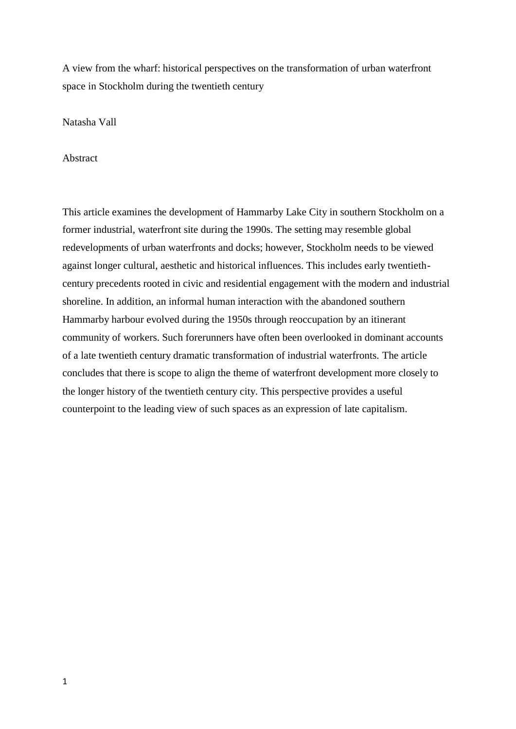# A view from the wharf: historical perspectives on the transformation of urban waterfront space in Stockholm during the twentieth century

Natasha Vall

## Abstract

This article examines the development of Hammarby Lake City in southern Stockholm on a former industrial, waterfront site during the 1990s. The setting may resemble global redevelopments of urban waterfronts and docks; however, Stockholm needs to be viewed against longer cultural, aesthetic and historical influences. This includes early twentieth-century precedents rooted in civic and residential engagement with the modern and industrial shoreline. In addition, an informal human interaction with the abandoned southern Hammarby harbour evolved during the 1950s through reoccupation by an itinerant community of workers. Such forerunners have often been overlooked in dominant accounts of a late twentieth century dramatic transformation of industrial waterfronts. The article concludes that there is scope to align the theme of waterfront development more closely to the longer history of the twentieth century city. This perspective provides a useful counterpoint to the leading view of such spaces as an expression of late capitalism.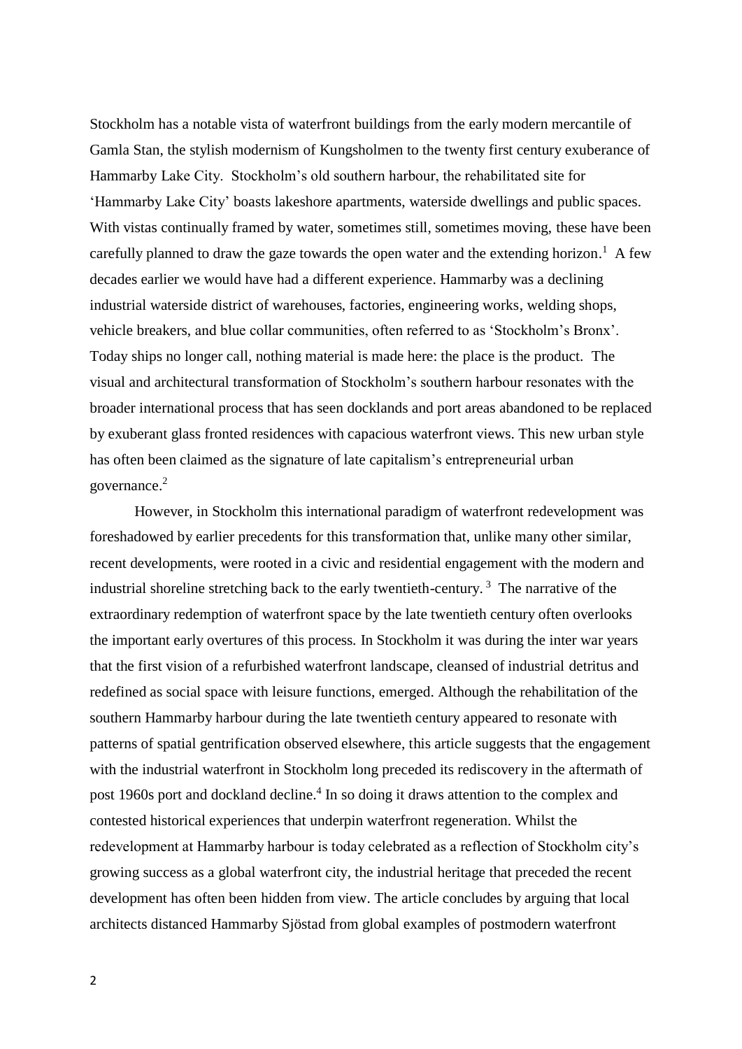Stockholm has a notable vista of waterfront buildings from the early modern mercantile of Gamla Stan, the stylish modernism of Kungsholmen to the twenty first century exuberance of Hammarby Lake City. Stockholm's old southern harbour, the rehabilitated site for 'Hammarby Lake City' boasts lakeshore apartments, waterside dwellings and public spaces. With vistas continually framed by water, sometimes still, sometimes moving, these have been carefully planned to draw the gaze towards the open water and the extending horizon.[1] A few decades earlier we would have had a different experience. Hammarby was a declining industrial waterside district of warehouses, factories, engineering works, welding shops, vehicle breakers, and blue collar communities, often referred to as 'Stockholm's Bronx'. Today ships no longer call, nothing material is made here: the place is the product. The visual and architectural transformation of Stockholm's southern harbour resonates with the broader international process that has seen docklands and port areas abandoned to be replaced by exuberant glass fronted residences with capacious waterfront views. This new urban style has often been claimed as the signature of late capitalism's entrepreneurial urban governance.[2]

However, in Stockholm this international paradigm of waterfront redevelopment was foreshadowed by earlier precedents for this transformation that, unlike many other similar, recent developments, were rooted in a civic and residential engagement with the modern and industrial shoreline stretching back to the early twentieth-century.[3] The narrative of the extraordinary redemption of waterfront space by the late twentieth century often overlooks the important early overtures of this process. In Stockholm it was during the inter war years that the first vision of a refurbished waterfront landscape, cleansed of industrial detritus and redefined as social space with leisure functions, emerged. Although the rehabilitation of the southern Hammarby harbour during the late twentieth century appeared to resonate with patterns of spatial gentrification observed elsewhere, this article suggests that the engagement with the industrial waterfront in Stockholm long preceded its rediscovery in the aftermath of post 1960s port and dockland decline.[4] In so doing it draws attention to the complex and contested historical experiences that underpin waterfront regeneration. Whilst the redevelopment at Hammarby harbour is today celebrated as a reflection of Stockholm city's growing success as a global waterfront city, the industrial heritage that preceded the recent development has often been hidden from view. The article concludes by arguing that local architects distanced Hammarby Sjöstad from global examples of postmodern waterfront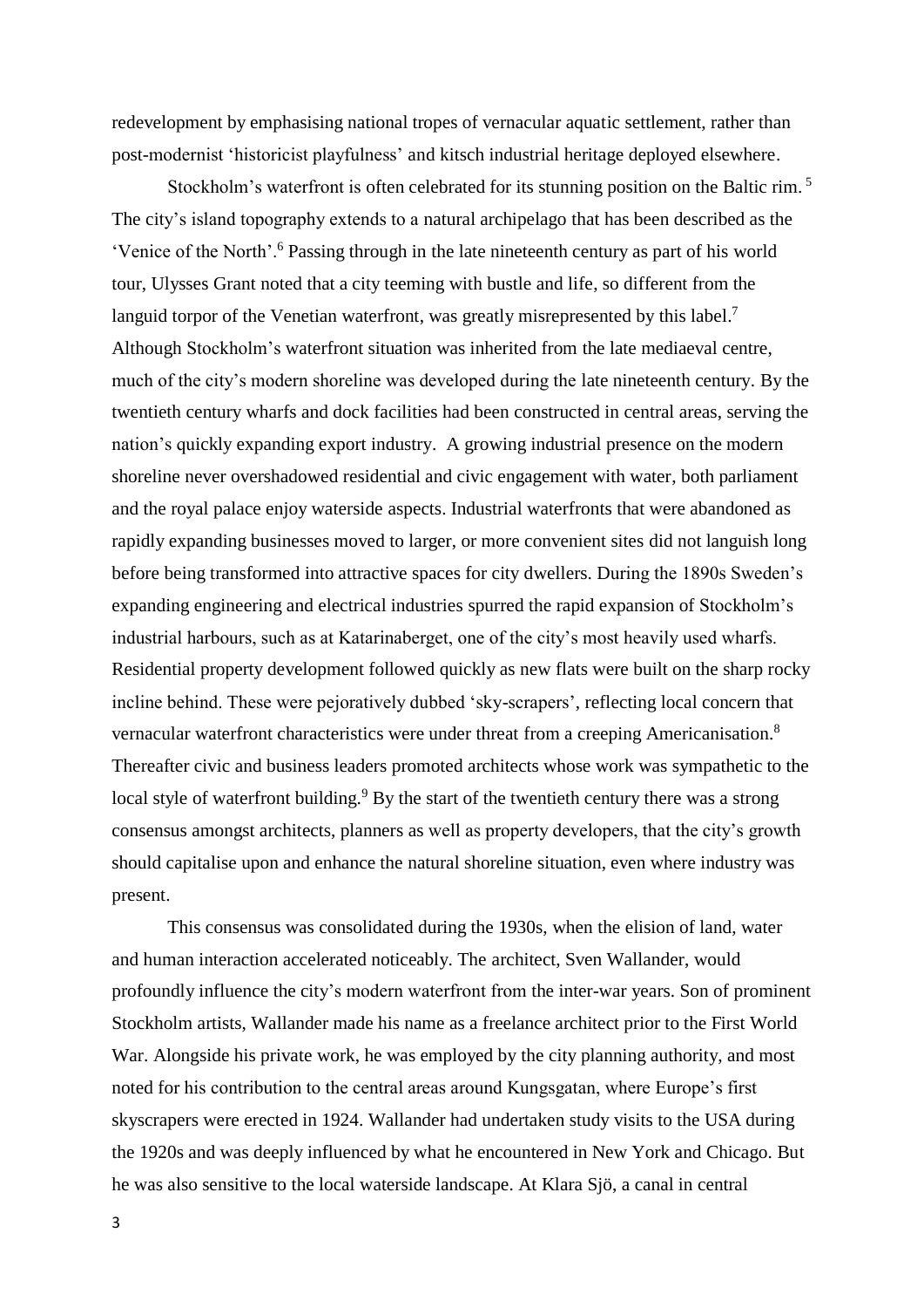redevelopment by emphasising national tropes of vernacular aquatic settlement, rather than post-modernist 'historicist playfulness' and kitsch industrial heritage deployed elsewhere.

Stockholm's waterfront is often celebrated for its stunning position on the Baltic rim.[5] The city's island topography extends to a natural archipelago that has been described as the 'Venice of the North'.[6] Passing through in the late nineteenth century as part of his world tour, Ulysses Grant noted that a city teeming with bustle and life, so different from the languid torpor of the Venetian waterfront, was greatly misrepresented by this label.[7] Although Stockholm's waterfront situation was inherited from the late mediaeval centre, much of the city's modern shoreline was developed during the late nineteenth century. By the twentieth century wharfs and dock facilities had been constructed in central areas, serving the nation's quickly expanding export industry. A growing industrial presence on the modern shoreline never overshadowed residential and civic engagement with water, both parliament and the royal palace enjoy waterside aspects. Industrial waterfronts that were abandoned as rapidly expanding businesses moved to larger, or more convenient sites did not languish long before being transformed into attractive spaces for city dwellers. During the 1890s Sweden's expanding engineering and electrical industries spurred the rapid expansion of Stockholm's industrial harbours, such as at Katarinaberget, one of the city's most heavily used wharfs. Residential property development followed quickly as new flats were built on the sharp rocky incline behind. These were pejoratively dubbed 'sky-scrapers', reflecting local concern that vernacular waterfront characteristics were under threat from a creeping Americanisation.[8] Thereafter civic and business leaders promoted architects whose work was sympathetic to the local style of waterfront building.[9] By the start of the twentieth century there was a strong consensus amongst architects, planners as well as property developers, that the city's growth should capitalise upon and enhance the natural shoreline situation, even where industry was present.

This consensus was consolidated during the 1930s, when the elision of land, water and human interaction accelerated noticeably. The architect, Sven Wallander, would profoundly influence the city's modern waterfront from the inter-war years. Son of prominent Stockholm artists, Wallander made his name as a freelance architect prior to the First World War. Alongside his private work, he was employed by the city planning authority, and most noted for his contribution to the central areas around Kungsgatan, where Europe's first skyscrapers were erected in 1924. Wallander had undertaken study visits to the USA during the 1920s and was deeply influenced by what he encountered in New York and Chicago. But he was also sensitive to the local waterside landscape. At Klara Sjö, a canal in central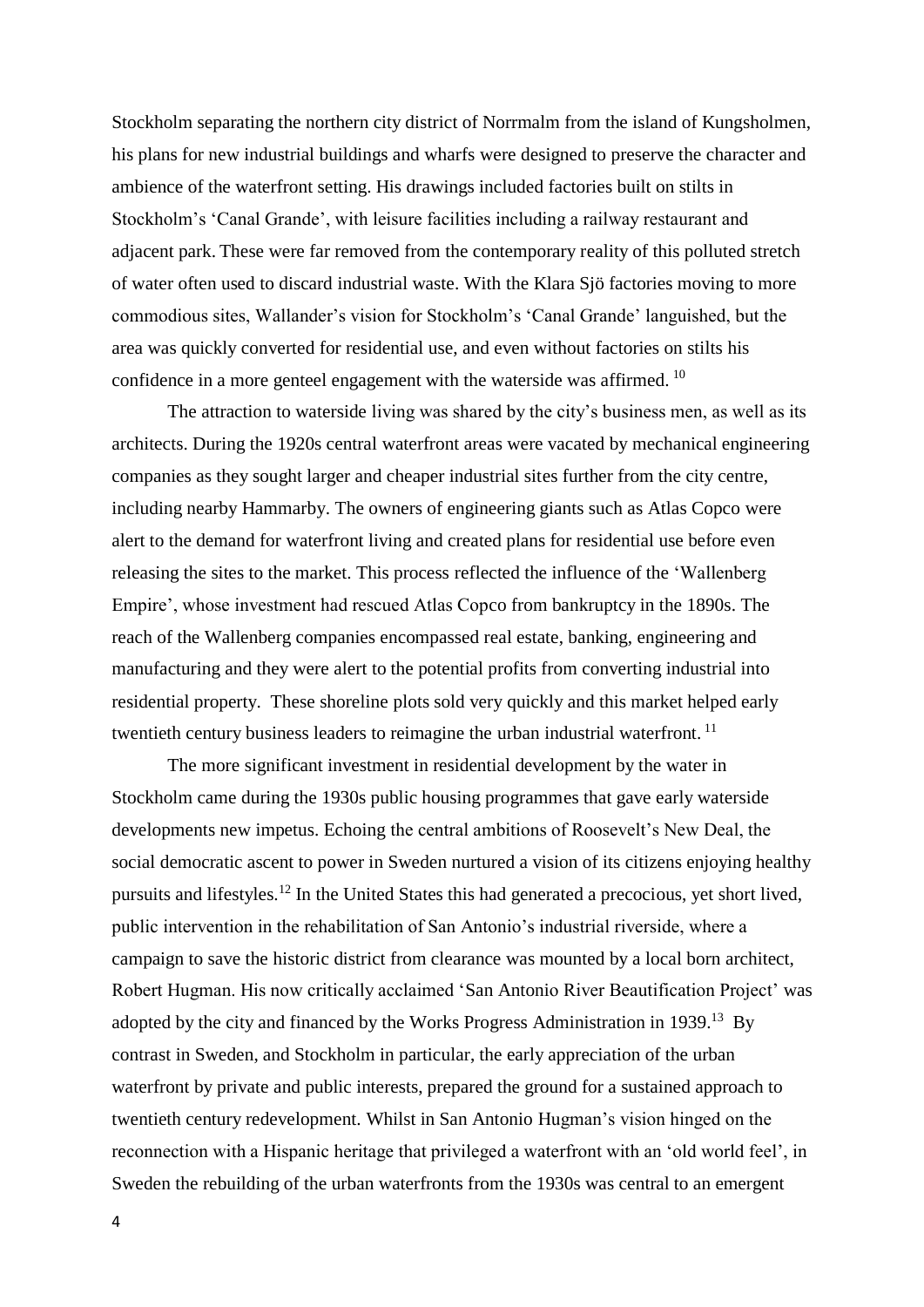Stockholm separating the northern city district of Norrmalm from the island of Kungsholmen, his plans for new industrial buildings and wharfs were designed to preserve the character and ambience of the waterfront setting. His drawings included factories built on stilts in Stockholm's 'Canal Grande', with leisure facilities including a railway restaurant and adjacent park. These were far removed from the contemporary reality of this polluted stretch of water often used to discard industrial waste. With the Klara Sjö factories moving to more commodious sites, Wallander's vision for Stockholm's 'Canal Grande' languished, but the area was quickly converted for residential use, and even without factories on stilts his confidence in a more genteel engagement with the waterside was affirmed. [10]

The attraction to waterside living was shared by the city's business men, as well as its architects. During the 1920s central waterfront areas were vacated by mechanical engineering companies as they sought larger and cheaper industrial sites further from the city centre, including nearby Hammarby. The owners of engineering giants such as Atlas Copco were alert to the demand for waterfront living and created plans for residential use before even releasing the sites to the market. This process reflected the influence of the 'Wallenberg Empire', whose investment had rescued Atlas Copco from bankruptcy in the 1890s. The reach of the Wallenberg companies encompassed real estate, banking, engineering and manufacturing and they were alert to the potential profits from converting industrial into residential property. These shoreline plots sold very quickly and this market helped early twentieth century business leaders to reimagine the urban industrial waterfront. [11]

The more significant investment in residential development by the water in Stockholm came during the 1930s public housing programmes that gave early waterside developments new impetus. Echoing the central ambitions of Roosevelt's New Deal, the social democratic ascent to power in Sweden nurtured a vision of its citizens enjoying healthy pursuits and lifestyles.[12] In the United States this had generated a precocious, yet short lived, public intervention in the rehabilitation of San Antonio's industrial riverside, where a campaign to save the historic district from clearance was mounted by a local born architect, Robert Hugman. His now critically acclaimed 'San Antonio River Beautification Project' was adopted by the city and financed by the Works Progress Administration in 1939.[13] By contrast in Sweden, and Stockholm in particular, the early appreciation of the urban waterfront by private and public interests, prepared the ground for a sustained approach to twentieth century redevelopment. Whilst in San Antonio Hugman's vision hinged on the reconnection with a Hispanic heritage that privileged a waterfront with an 'old world feel', in Sweden the rebuilding of the urban waterfronts from the 1930s was central to an emergent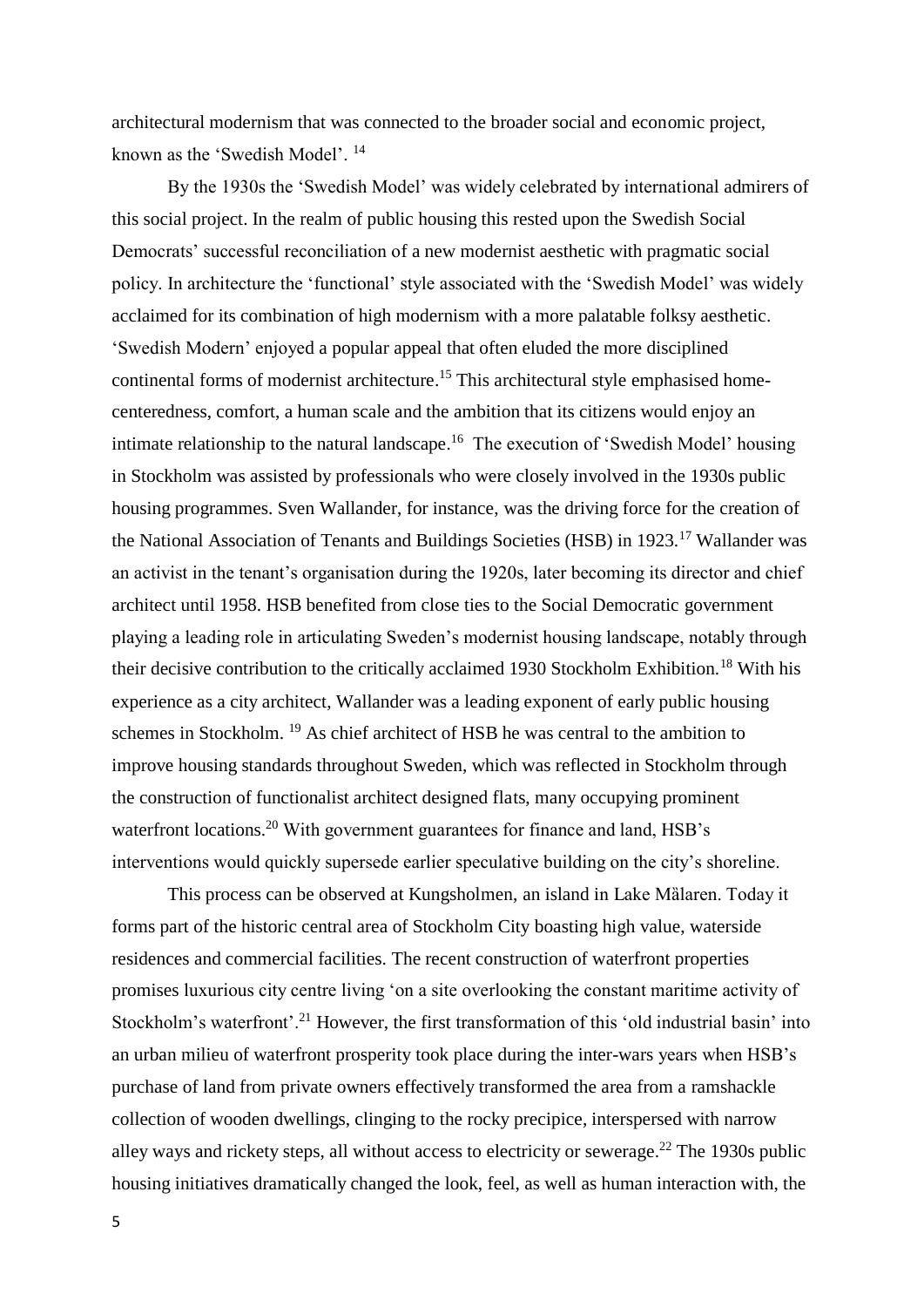architectural modernism that was connected to the broader social and economic project, known as the 'Swedish Model'. [14]

By the 1930s the 'Swedish Model' was widely celebrated by international admirers of this social project. In the realm of public housing this rested upon the Swedish Social Democrats' successful reconciliation of a new modernist aesthetic with pragmatic social policy. In architecture the 'functional' style associated with the 'Swedish Model' was widely acclaimed for its combination of high modernism with a more palatable folksy aesthetic. 'Swedish Modern' enjoyed a popular appeal that often eluded the more disciplined continental forms of modernist architecture.[15] This architectural style emphasised home-centeredness, comfort, a human scale and the ambition that its citizens would enjoy an intimate relationship to the natural landscape.[16] The execution of 'Swedish Model' housing in Stockholm was assisted by professionals who were closely involved in the 1930s public housing programmes. Sven Wallander, for instance, was the driving force for the creation of the National Association of Tenants and Buildings Societies (HSB) in 1923.[17] Wallander was an activist in the tenant's organisation during the 1920s, later becoming its director and chief architect until 1958. HSB benefited from close ties to the Social Democratic government playing a leading role in articulating Sweden's modernist housing landscape, notably through their decisive contribution to the critically acclaimed 1930 Stockholm Exhibition.[18] With his experience as a city architect, Wallander was a leading exponent of early public housing schemes in Stockholm. [19] As chief architect of HSB he was central to the ambition to improve housing standards throughout Sweden, which was reflected in Stockholm through the construction of functionalist architect designed flats, many occupying prominent waterfront locations.[20] With government guarantees for finance and land, HSB's interventions would quickly supersede earlier speculative building on the city's shoreline.

This process can be observed at Kungsholmen, an island in Lake Màlaren. Today it forms part of the historic central area of Stockholm City boasting high value, waterside residences and commercial facilities. The recent construction of waterfront properties promises luxurious city centre living 'on a site overlooking the constant maritime activity of Stockholm's waterfront'.[21] However, the first transformation of this 'old industrial basin' into an urban milieu of waterfront prosperity took place during the inter-wars years when HSB's purchase of land from private owners effectively transformed the area from a ramshackle collection of wooden dwellings, clinging to the rocky precipice, interspersed with narrow alley ways and rickety steps, all without access to electricity or sewerage.[22] The 1930s public housing initiatives dramatically changed the look, feel, as well as human interaction with, the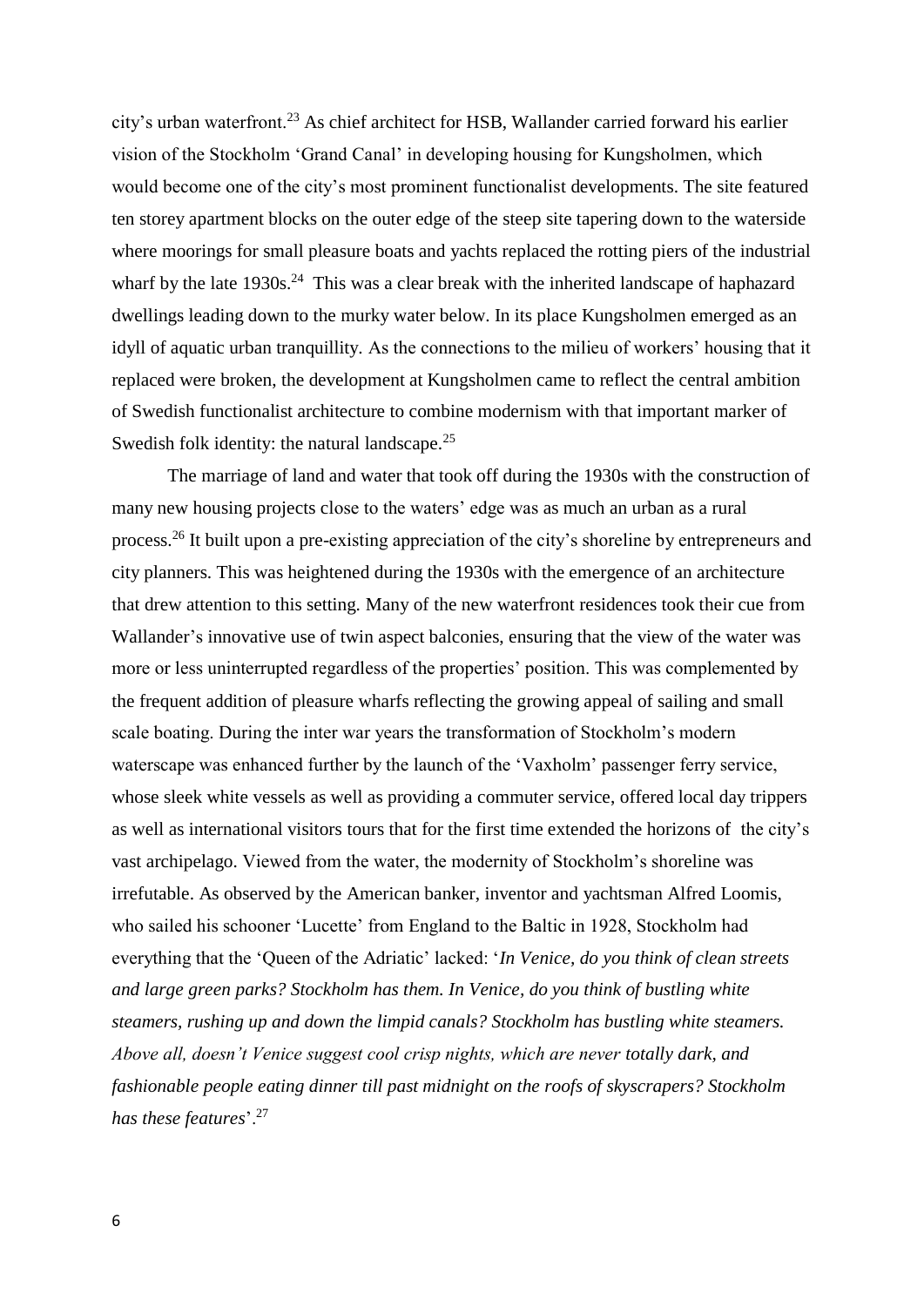city's urban waterfront.[23] As chief architect for HSB, Wallander carried forward his earlier vision of the Stockholm 'Grand Canal' in developing housing for Kungsholmen, which would become one of the city's most prominent functionalist developments. The site featured ten storey apartment blocks on the outer edge of the steep site tapering down to the waterside where moorings for small pleasure boats and yachts replaced the rotting piers of the industrial wharf by the late 1930s.[24] This was a clear break with the inherited landscape of haphazard dwellings leading down to the murky water below. In its place Kungsholmen emerged as an idyll of aquatic urban tranquillity. As the connections to the milieu of workers' housing that it replaced were broken, the development at Kungsholmen came to reflect the central ambition of Swedish functionalist architecture to combine modernism with that important marker of Swedish folk identity: the natural landscape.[25]

The marriage of land and water that took off during the 1930s with the construction of many new housing projects close to the waters' edge was as much an urban as a rural process.[26] It built upon a pre-existing appreciation of the city's shoreline by entrepreneurs and city planners. This was heightened during the 1930s with the emergence of an architecture that drew attention to this setting. Many of the new waterfront residences took their cue from Wallander's innovative use of twin aspect balconies, ensuring that the view of the water was more or less uninterrupted regardless of the properties' position. This was complemented by the frequent addition of pleasure wharfs reflecting the growing appeal of sailing and small scale boating. During the inter war years the transformation of Stockholm's modern waterscape was enhanced further by the launch of the 'Vaxholm' passenger ferry service, whose sleek white vessels as well as providing a commuter service, offered local day trippers as well as international visitors tours that for the first time extended the horizons of the city's vast archipelago. Viewed from the water, the modernity of Stockholm's shoreline was irrefutable. As observed by the American banker, inventor and yachtsman Alfred Loomis, who sailed his schooner 'Lucette' from England to the Baltic in 1928, Stockholm had everything that the 'Queen of the Adriatic' lacked: '*In Venice, do you think of clean streets and large green parks? Stockholm has them. In Venice, do you think of bustling white steamers, rushing up and down the limpid canals? Stockholm has bustling white steamers. Above all, doesn't Venice suggest cool crisp nights, which are never totally dark, and fashionable people eating dinner till past midnight on the roofs of skyscrapers? Stockholm has these features*'.[27]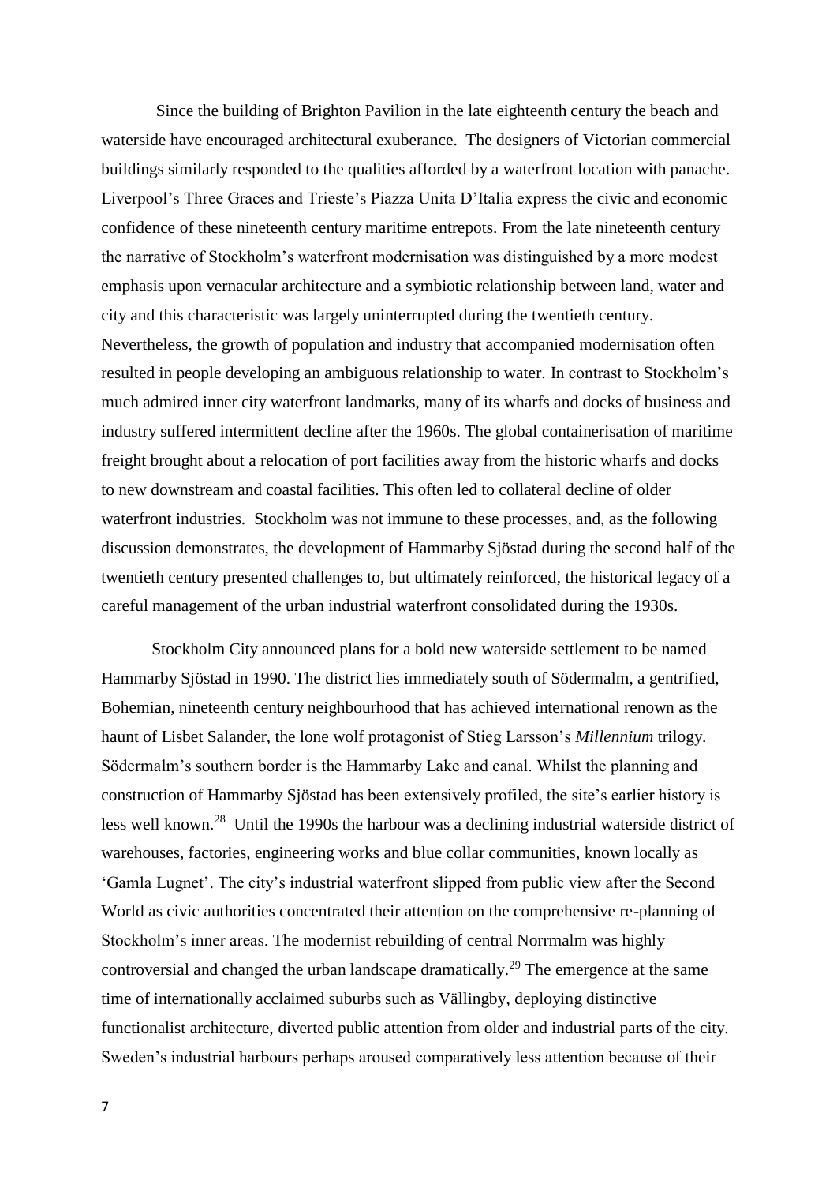Since the building of Brighton Pavilion in the late eighteenth century the beach and waterside have encouraged architectural exuberance. The designers of Victorian commercial buildings similarly responded to the qualities afforded by a waterfront location with panache. Liverpool's Three Graces and Trieste's Piazza Unita D'Italia express the civic and economic confidence of these nineteenth century maritime entrepots. From the late nineteenth century the narrative of Stockholm's waterfront modernisation was distinguished by a more modest emphasis upon vernacular architecture and a symbiotic relationship between land, water and city and this characteristic was largely uninterrupted during the twentieth century. Nevertheless, the growth of population and industry that accompanied modernisation often resulted in people developing an ambiguous relationship to water. In contrast to Stockholm's much admired inner city waterfront landmarks, many of its wharfs and docks of business and industry suffered intermittent decline after the 1960s. The global containerisation of maritime freight brought about a relocation of port facilities away from the historic wharfs and docks to new downstream and coastal facilities. This often led to collateral decline of older waterfront industries. Stockholm was not immune to these processes, and, as the following discussion demonstrates, the development of Hammarby Sjöstad during the second half of the twentieth century presented challenges to, but ultimately reinforced, the historical legacy of a careful management of the urban industrial waterfront consolidated during the 1930s.

Stockholm City announced plans for a bold new waterside settlement to be named Hammarby Sjöstad in 1990. The district lies immediately south of Södermalm, a gentrified, Bohemian, nineteenth century neighbourhood that has achieved international renown as the haunt of Lisbet Salander, the lone wolf protagonist of Stieg Larsson's *Millennium* trilogy. Södermalm's southern border is the Hammarby Lake and canal. Whilst the planning and construction of Hammarby Sjöstad has been extensively profiled, the site's earlier history is less well known.[28] Until the 1990s the harbour was a declining industrial waterside district of warehouses, factories, engineering works and blue collar communities, known locally as 'Gamla Lugnet'. The city's industrial waterfront slipped from public view after the Second World as civic authorities concentrated their attention on the comprehensive re-planning of Stockholm's inner areas. The modernist rebuilding of central Norrmalm was highly controversial and changed the urban landscape dramatically.[29] The emergence at the same time of internationally acclaimed suburbs such as Vällingby, deploying distinctive functionalist architecture, diverted public attention from older and industrial parts of the city. Sweden's industrial harbours perhaps aroused comparatively less attention because of their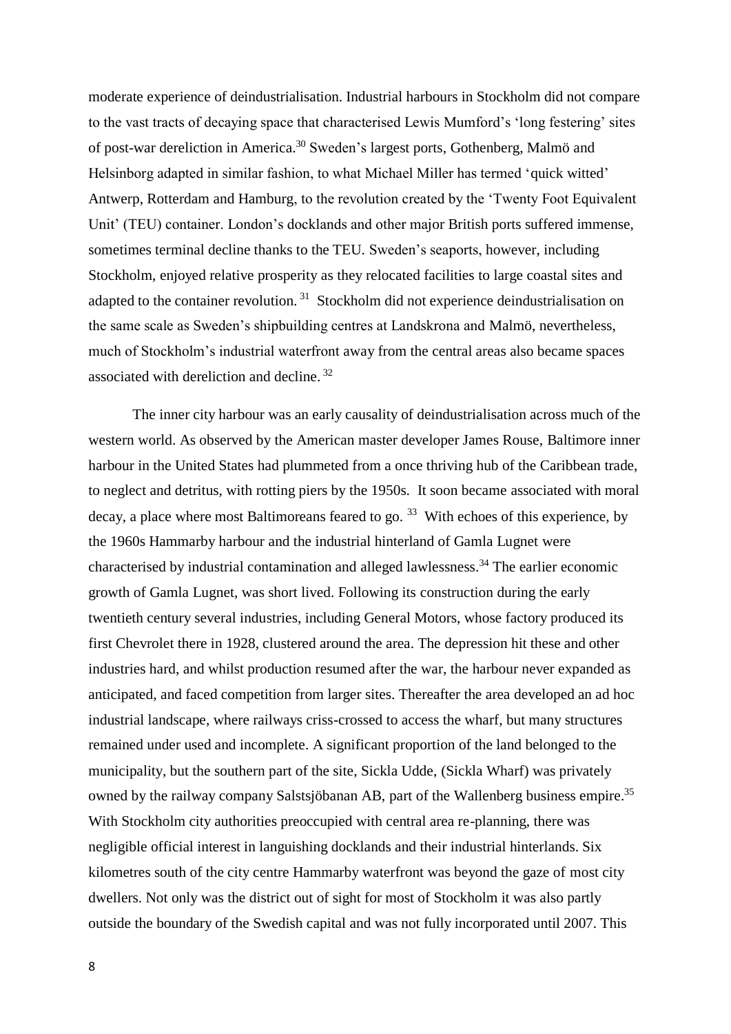moderate experience of deindustrialisation. Industrial harbours in Stockholm did not compare to the vast tracts of decaying space that characterised Lewis Mumford's 'long festering' sites of post-war dereliction in America.[30] Sweden's largest ports, Gothenberg, Malmö and Helsinborg adapted in similar fashion, to what Michael Miller has termed 'quick witted' Antwerp, Rotterdam and Hamburg, to the revolution created by the 'Twenty Foot Equivalent Unit' (TEU) container. London's docklands and other major British ports suffered immense, sometimes terminal decline thanks to the TEU. Sweden's seaports, however, including Stockholm, enjoyed relative prosperity as they relocated facilities to large coastal sites and adapted to the container revolution.[31] Stockholm did not experience deindustrialisation on the same scale as Sweden's shipbuilding centres at Landskrona and Malmö, nevertheless, much of Stockholm's industrial waterfront away from the central areas also became spaces associated with dereliction and decline.[32]

The inner city harbour was an early causality of deindustrialisation across much of the western world. As observed by the American master developer James Rouse, Baltimore inner harbour in the United States had plummeted from a once thriving hub of the Caribbean trade, to neglect and detritus, with rotting piers by the 1950s. It soon became associated with moral decay, a place where most Baltimoreans feared to go.[33] With echoes of this experience, by the 1960s Hammarby harbour and the industrial hinterland of Gamla Lugnet were characterised by industrial contamination and alleged lawlessness.[34] The earlier economic growth of Gamla Lugnet, was short lived. Following its construction during the early twentieth century several industries, including General Motors, whose factory produced its first Chevrolet there in 1928, clustered around the area. The depression hit these and other industries hard, and whilst production resumed after the war, the harbour never expanded as anticipated, and faced competition from larger sites. Thereafter the area developed an ad hoc industrial landscape, where railways criss-crossed to access the wharf, but many structures remained under used and incomplete. A significant proportion of the land belonged to the municipality, but the southern part of the site, Sickla Udde, (Sickla Wharf) was privately owned by the railway company Salstsjöbanan AB, part of the Wallenberg business empire.[35] With Stockholm city authorities preoccupied with central area re-planning, there was negligible official interest in languishing docklands and their industrial hinterlands. Six kilometres south of the city centre Hammarby waterfront was beyond the gaze of most city dwellers. Not only was the district out of sight for most of Stockholm it was also partly outside the boundary of the Swedish capital and was not fully incorporated until 2007. This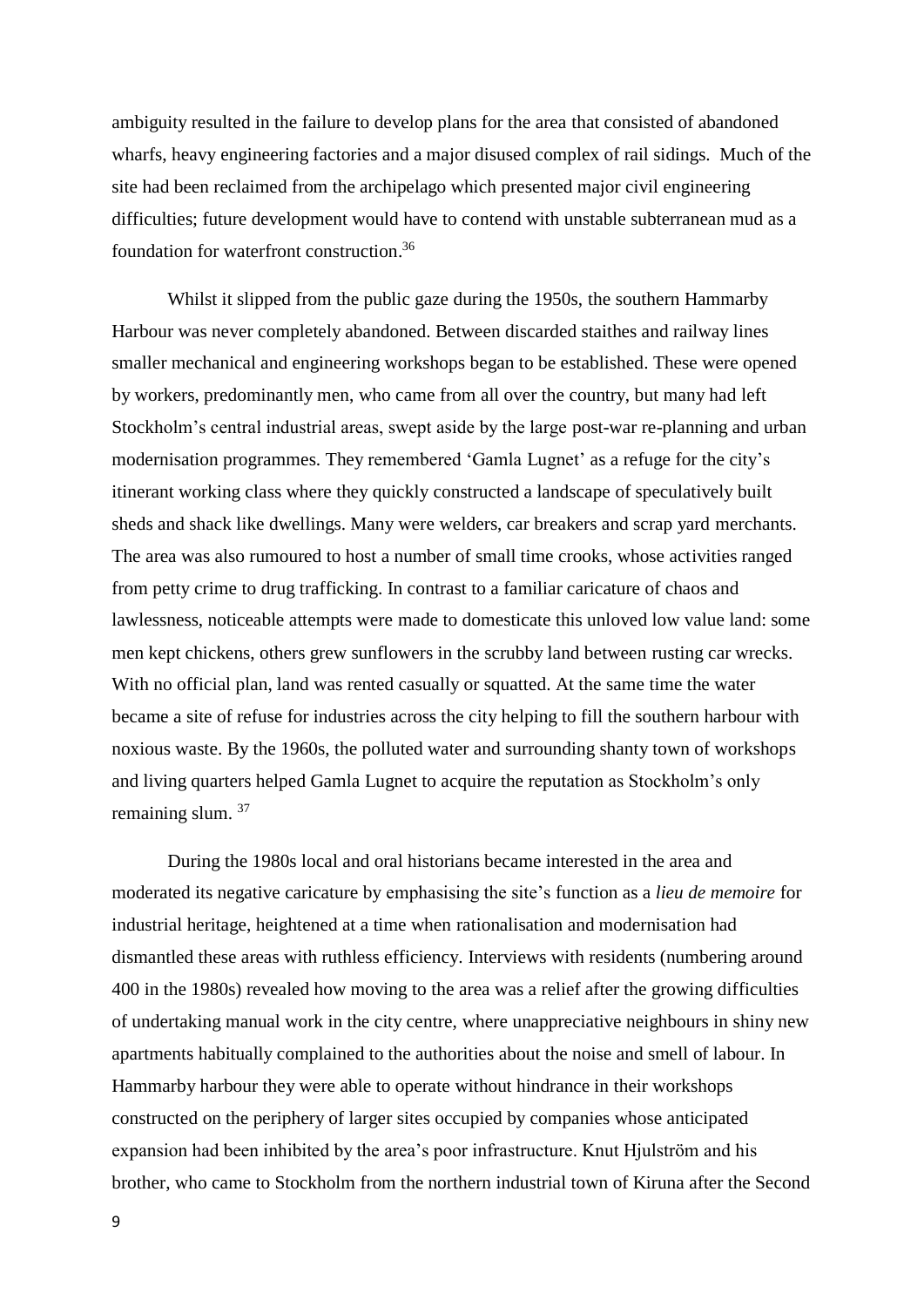ambiguity resulted in the failure to develop plans for the area that consisted of abandoned wharfs, heavy engineering factories and a major disused complex of rail sidings. Much of the site had been reclaimed from the archipelago which presented major civil engineering difficulties; future development would have to contend with unstable subterranean mud as a foundation for waterfront construction.[36]

Whilst it slipped from the public gaze during the 1950s, the southern Hammarby Harbour was never completely abandoned. Between discarded staithes and railway lines smaller mechanical and engineering workshops began to be established. These were opened by workers, predominantly men, who came from all over the country, but many had left Stockholm's central industrial areas, swept aside by the large post-war re-planning and urban modernisation programmes. They remembered 'Gamla Lugnet' as a refuge for the city's itinerant working class where they quickly constructed a landscape of speculatively built sheds and shack like dwellings. Many were welders, car breakers and scrap yard merchants. The area was also rumoured to host a number of small time crooks, whose activities ranged from petty crime to drug trafficking. In contrast to a familiar caricature of chaos and lawlessness, noticeable attempts were made to domesticate this unloved low value land: some men kept chickens, others grew sunflowers in the scrubby land between rusting car wrecks. With no official plan, land was rented casually or squatted. At the same time the water became a site of refuse for industries across the city helping to fill the southern harbour with noxious waste. By the 1960s, the polluted water and surrounding shanty town of workshops and living quarters helped Gamla Lugnet to acquire the reputation as Stockholm's only remaining slum. [37]

During the 1980s local and oral historians became interested in the area and moderated its negative caricature by emphasising the site's function as a *lieu de memoire* for industrial heritage, heightened at a time when rationalisation and modernisation had dismantled these areas with ruthless efficiency. Interviews with residents (numbering around 400 in the 1980s) revealed how moving to the area was a relief after the growing difficulties of undertaking manual work in the city centre, where unappreciative neighbours in shiny new apartments habitually complained to the authorities about the noise and smell of labour. In Hammarby harbour they were able to operate without hindrance in their workshops constructed on the periphery of larger sites occupied by companies whose anticipated expansion had been inhibited by the area's poor infrastructure. Knut Hjulström and his brother, who came to Stockholm from the northern industrial town of Kiruna after the Second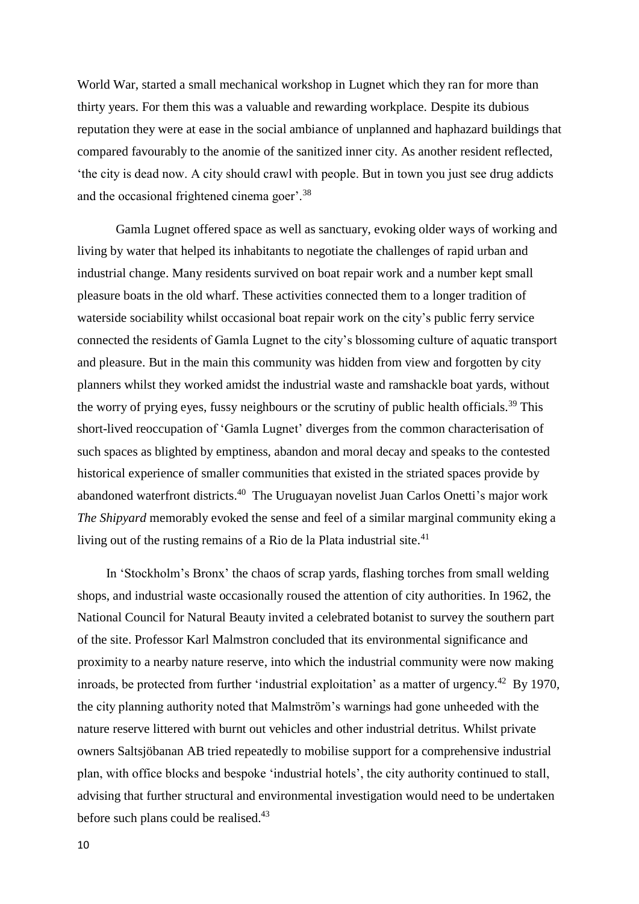World War, started a small mechanical workshop in Lugnet which they ran for more than thirty years. For them this was a valuable and rewarding workplace. Despite its dubious reputation they were at ease in the social ambiance of unplanned and haphazard buildings that compared favourably to the anomie of the sanitized inner city. As another resident reflected, 'the city is dead now. A city should crawl with people. But in town you just see drug addicts and the occasional frightened cinema goer'.[38]

Gamla Lugnet offered space as well as sanctuary, evoking older ways of working and living by water that helped its inhabitants to negotiate the challenges of rapid urban and industrial change. Many residents survived on boat repair work and a number kept small pleasure boats in the old wharf. These activities connected them to a longer tradition of waterside sociability whilst occasional boat repair work on the city's public ferry service connected the residents of Gamla Lugnet to the city's blossoming culture of aquatic transport and pleasure. But in the main this community was hidden from view and forgotten by city planners whilst they worked amidst the industrial waste and ramshackle boat yards, without the worry of prying eyes, fussy neighbours or the scrutiny of public health officials.[39] This short-lived reoccupation of 'Gamla Lugnet' diverges from the common characterisation of such spaces as blighted by emptiness, abandon and moral decay and speaks to the contested historical experience of smaller communities that existed in the striated spaces provide by abandoned waterfront districts.[40] The Uruguayan novelist Juan Carlos Onetti's major work *The Shipyard* memorably evoked the sense and feel of a similar marginal community eking a living out of the rusting remains of a Rio de la Plata industrial site.[41]

In 'Stockholm's Bronx' the chaos of scrap yards, flashing torches from small welding shops, and industrial waste occasionally roused the attention of city authorities. In 1962, the National Council for Natural Beauty invited a celebrated botanist to survey the southern part of the site. Professor Karl Malmstron concluded that its environmental significance and proximity to a nearby nature reserve, into which the industrial community were now making inroads, be protected from further 'industrial exploitation' as a matter of urgency.[42] By 1970, the city planning authority noted that Malmström's warnings had gone unheeded with the nature reserve littered with burnt out vehicles and other industrial detritus. Whilst private owners Saltsjöbanan AB tried repeatedly to mobilise support for a comprehensive industrial plan, with office blocks and bespoke 'industrial hotels', the city authority continued to stall, advising that further structural and environmental investigation would need to be undertaken before such plans could be realised.[43]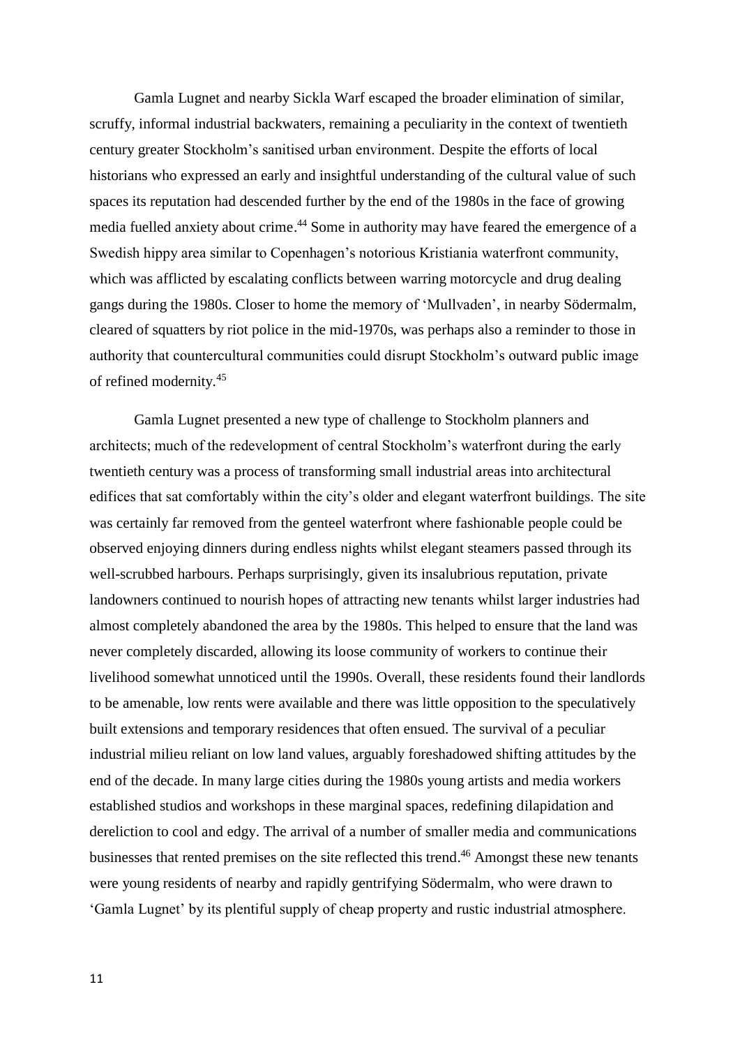Gamla Lugnet and nearby Sickla Warf escaped the broader elimination of similar, scruffy, informal industrial backwaters, remaining a peculiarity in the context of twentieth century greater Stockholm's sanitised urban environment. Despite the efforts of local historians who expressed an early and insightful understanding of the cultural value of such spaces its reputation had descended further by the end of the 1980s in the face of growing media fuelled anxiety about crime.[44] Some in authority may have feared the emergence of a Swedish hippy area similar to Copenhagen's notorious Kristiania waterfront community, which was afflicted by escalating conflicts between warring motorcycle and drug dealing gangs during the 1980s. Closer to home the memory of 'Mullvaden', in nearby Södermalm, cleared of squatters by riot police in the mid-1970s, was perhaps also a reminder to those in authority that countercultural communities could disrupt Stockholm's outward public image of refined modernity.[45]

Gamla Lugnet presented a new type of challenge to Stockholm planners and architects; much of the redevelopment of central Stockholm's waterfront during the early twentieth century was a process of transforming small industrial areas into architectural edifices that sat comfortably within the city's older and elegant waterfront buildings. The site was certainly far removed from the genteel waterfront where fashionable people could be observed enjoying dinners during endless nights whilst elegant steamers passed through its well-scrubbed harbours. Perhaps surprisingly, given its insalubrious reputation, private landowners continued to nourish hopes of attracting new tenants whilst larger industries had almost completely abandoned the area by the 1980s. This helped to ensure that the land was never completely discarded, allowing its loose community of workers to continue their livelihood somewhat unnoticed until the 1990s. Overall, these residents found their landlords to be amenable, low rents were available and there was little opposition to the speculatively built extensions and temporary residences that often ensued. The survival of a peculiar industrial milieu reliant on low land values, arguably foreshadowed shifting attitudes by the end of the decade. In many large cities during the 1980s young artists and media workers established studios and workshops in these marginal spaces, redefining dilapidation and dereliction to cool and edgy. The arrival of a number of smaller media and communications businesses that rented premises on the site reflected this trend.[46] Amongst these new tenants were young residents of nearby and rapidly gentrifying Södermalm, who were drawn to 'Gamla Lugnet' by its plentiful supply of cheap property and rustic industrial atmosphere.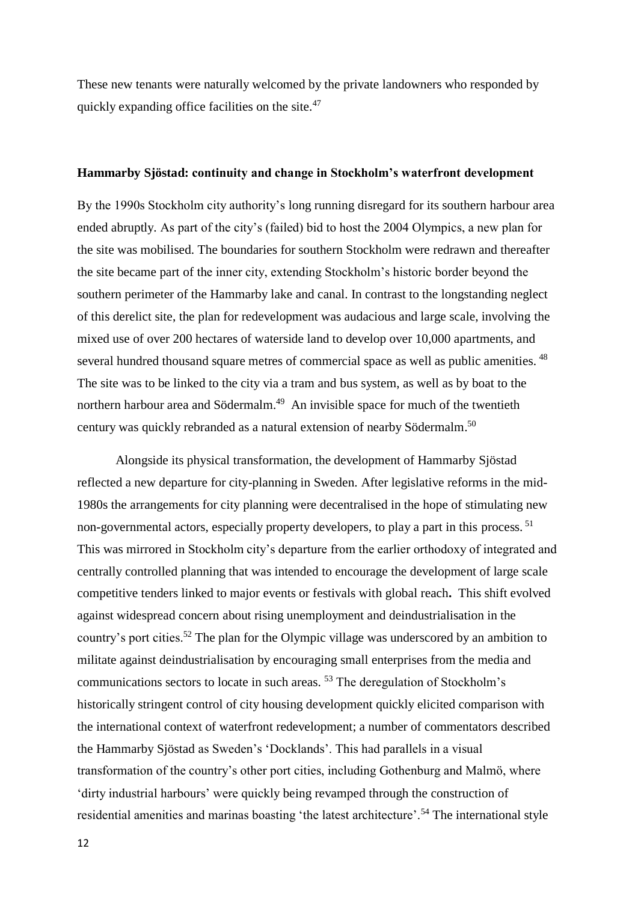These new tenants were naturally welcomed by the private landowners who responded by quickly expanding office facilities on the site.[47]

### Hammarby Sjöstad: continuity and change in Stockholm's waterfront development

By the 1990s Stockholm city authority's long running disregard for its southern harbour area ended abruptly. As part of the city's (failed) bid to host the 2004 Olympics, a new plan for the site was mobilised. The boundaries for southern Stockholm were redrawn and thereafter the site became part of the inner city, extending Stockholm's historic border beyond the southern perimeter of the Hammarby lake and canal. In contrast to the longstanding neglect of this derelict site, the plan for redevelopment was audacious and large scale, involving the mixed use of over 200 hectares of waterside land to develop over 10,000 apartments, and several hundred thousand square metres of commercial space as well as public amenities.[48] The site was to be linked to the city via a tram and bus system, as well as by boat to the northern harbour area and Södermalm.[49] An invisible space for much of the twentieth century was quickly rebranded as a natural extension of nearby Södermalm.[50]

Alongside its physical transformation, the development of Hammarby Sjöstad reflected a new departure for city-planning in Sweden. After legislative reforms in the mid-1980s the arrangements for city planning were decentralised in the hope of stimulating new non-governmental actors, especially property developers, to play a part in this process.[51] This was mirrored in Stockholm city's departure from the earlier orthodoxy of integrated and centrally controlled planning that was intended to encourage the development of large scale competitive tenders linked to major events or festivals with global reach. This shift evolved against widespread concern about rising unemployment and deindustrialisation in the country's port cities.[52] The plan for the Olympic village was underscored by an ambition to militate against deindustrialisation by encouraging small enterprises from the media and communications sectors to locate in such areas.[53] The deregulation of Stockholm's historically stringent control of city housing development quickly elicited comparison with the international context of waterfront redevelopment; a number of commentators described the Hammarby Sjöstad as Sweden's 'Docklands'. This had parallels in a visual transformation of the country's other port cities, including Gothenburg and Malmö, where 'dirty industrial harbours' were quickly being revamped through the construction of residential amenities and marinas boasting 'the latest architecture'.[54] The international style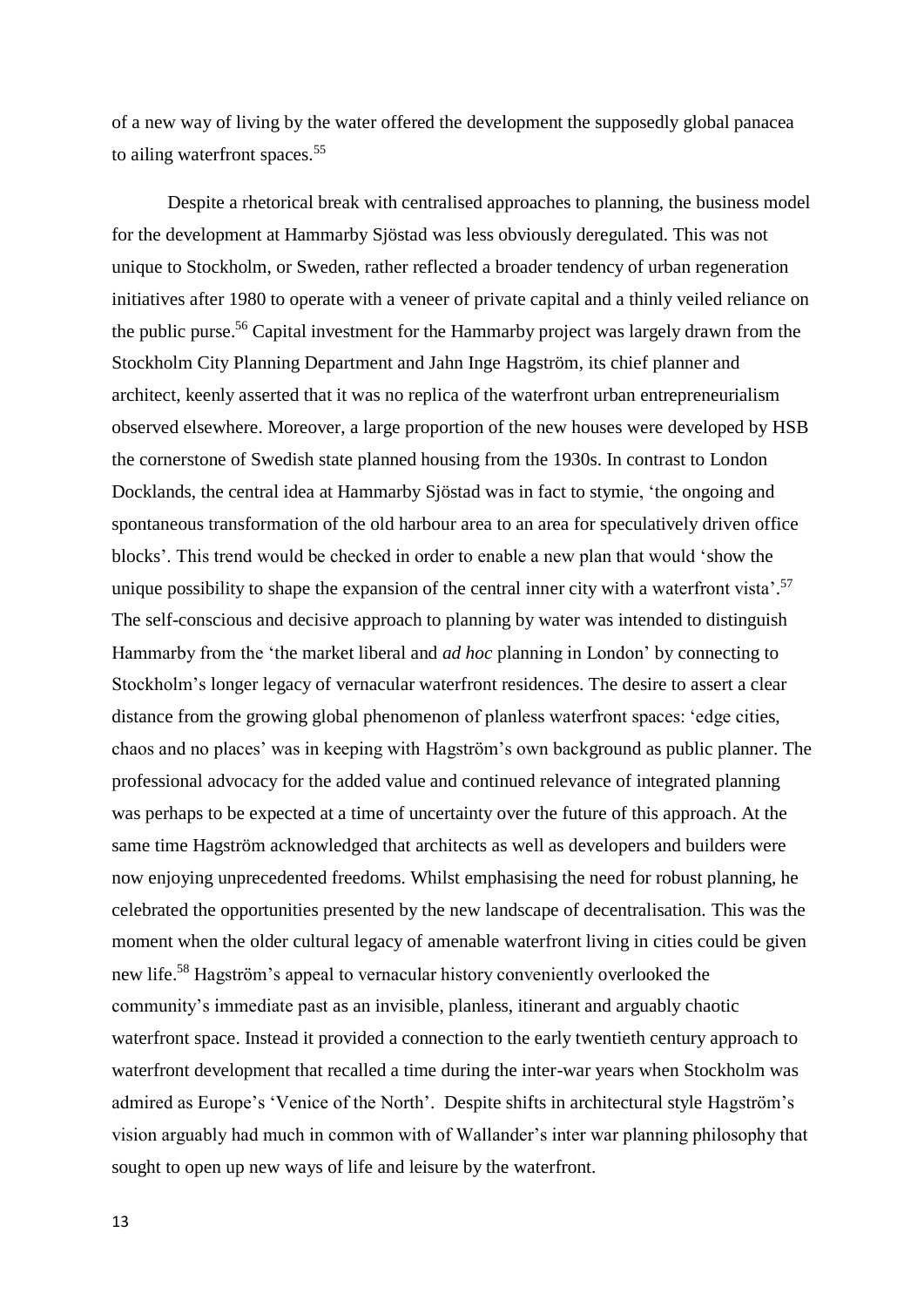of a new way of living by the water offered the development the supposedly global panacea to ailing waterfront spaces.[55]

Despite a rhetorical break with centralised approaches to planning, the business model for the development at Hammarby Sjöstad was less obviously deregulated. This was not unique to Stockholm, or Sweden, rather reflected a broader tendency of urban regeneration initiatives after 1980 to operate with a veneer of private capital and a thinly veiled reliance on the public purse.[56] Capital investment for the Hammarby project was largely drawn from the Stockholm City Planning Department and Jahn Inge Hagström, its chief planner and architect, keenly asserted that it was no replica of the waterfront urban entrepreneurialism observed elsewhere. Moreover, a large proportion of the new houses were developed by HSB the cornerstone of Swedish state planned housing from the 1930s. In contrast to London Docklands, the central idea at Hammarby Sjöstad was in fact to stymie, 'the ongoing and spontaneous transformation of the old harbour area to an area for speculatively driven office blocks'. This trend would be checked in order to enable a new plan that would 'show the unique possibility to shape the expansion of the central inner city with a waterfront vista'.[57] The self-conscious and decisive approach to planning by water was intended to distinguish Hammarby from the 'the market liberal and *ad hoc* planning in London' by connecting to Stockholm's longer legacy of vernacular waterfront residences. The desire to assert a clear distance from the growing global phenomenon of planless waterfront spaces: 'edge cities, chaos and no places' was in keeping with Hagström's own background as public planner. The professional advocacy for the added value and continued relevance of integrated planning was perhaps to be expected at a time of uncertainty over the future of this approach. At the same time Hagström acknowledged that architects as well as developers and builders were now enjoying unprecedented freedoms. Whilst emphasising the need for robust planning, he celebrated the opportunities presented by the new landscape of decentralisation. This was the moment when the older cultural legacy of amenable waterfront living in cities could be given new life.[58] Hagström's appeal to vernacular history conveniently overlooked the community's immediate past as an invisible, planless, itinerant and arguably chaotic waterfront space. Instead it provided a connection to the early twentieth century approach to waterfront development that recalled a time during the inter-war years when Stockholm was admired as Europe's 'Venice of the North'. Despite shifts in architectural style Hagström's vision arguably had much in common with of Wallander's inter war planning philosophy that sought to open up new ways of life and leisure by the waterfront.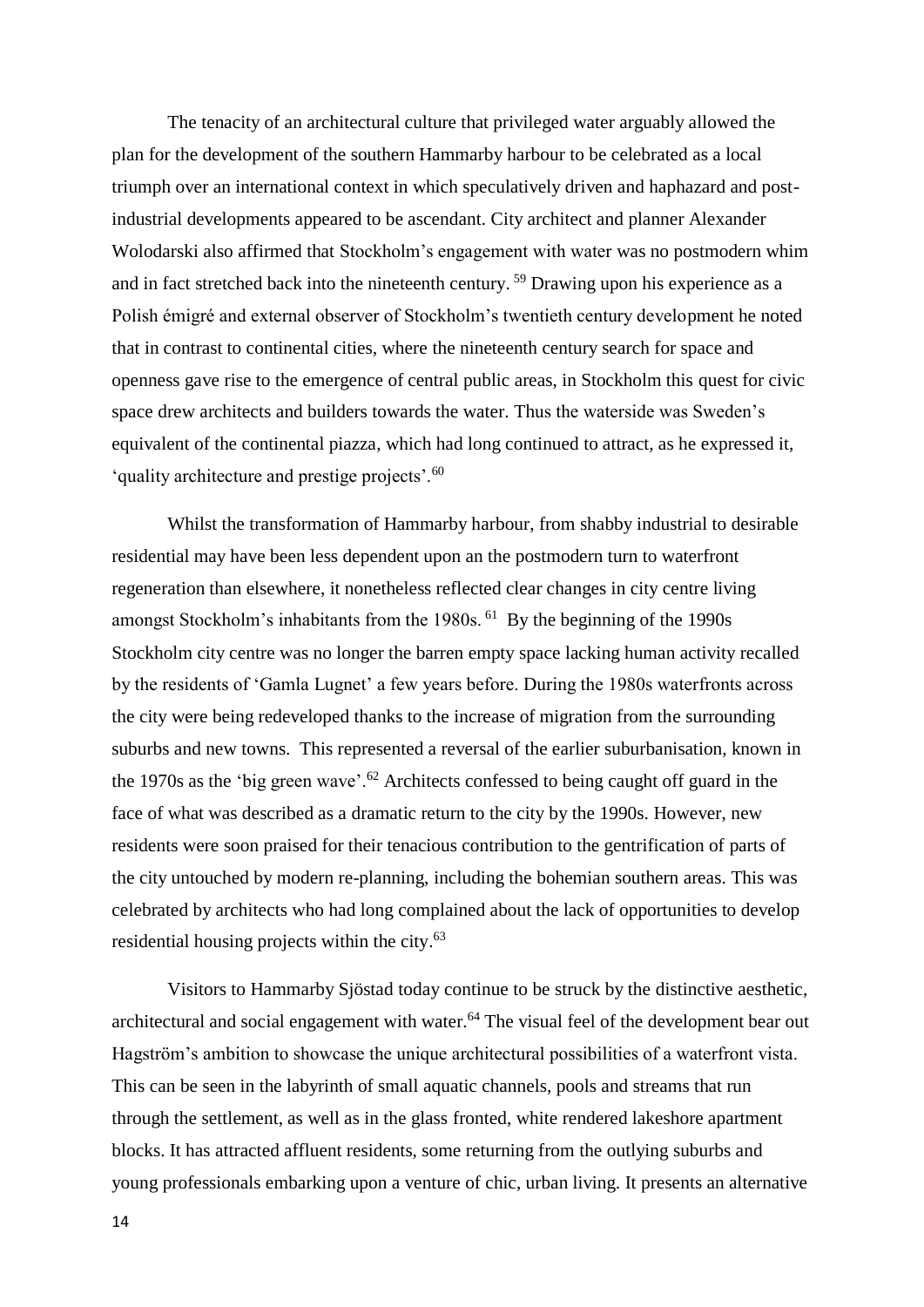The tenacity of an architectural culture that privileged water arguably allowed the plan for the development of the southern Hammarby harbour to be celebrated as a local triumph over an international context in which speculatively driven and haphazard and post-industrial developments appeared to be ascendant. City architect and planner Alexander Wolodarski also affirmed that Stockholm's engagement with water was no postmodern whim and in fact stretched back into the nineteenth century.[59] Drawing upon his experience as a Polish émigré and external observer of Stockholm's twentieth century development he noted that in contrast to continental cities, where the nineteenth century search for space and openness gave rise to the emergence of central public areas, in Stockholm this quest for civic space drew architects and builders towards the water. Thus the waterside was Sweden's equivalent of the continental piazza, which had long continued to attract, as he expressed it, 'quality architecture and prestige projects'.[60]

Whilst the transformation of Hammarby harbour, from shabby industrial to desirable residential may have been less dependent upon an the postmodern turn to waterfront regeneration than elsewhere, it nonetheless reflected clear changes in city centre living amongst Stockholm's inhabitants from the 1980s.[61] By the beginning of the 1990s Stockholm city centre was no longer the barren empty space lacking human activity recalled by the residents of 'Gamla Lugnet' a few years before. During the 1980s waterfronts across the city were being redeveloped thanks to the increase of migration from the surrounding suburbs and new towns. This represented a reversal of the earlier suburbanisation, known in the 1970s as the 'big green wave'.[62] Architects confessed to being caught off guard in the face of what was described as a dramatic return to the city by the 1990s. However, new residents were soon praised for their tenacious contribution to the gentrification of parts of the city untouched by modern re-planning, including the bohemian southern areas. This was celebrated by architects who had long complained about the lack of opportunities to develop residential housing projects within the city.[63]

Visitors to Hammarby Sjöstad today continue to be struck by the distinctive aesthetic, architectural and social engagement with water.[64] The visual feel of the development bear out Hagström's ambition to showcase the unique architectural possibilities of a waterfront vista. This can be seen in the labyrinth of small aquatic channels, pools and streams that run through the settlement, as well as in the glass fronted, white rendered lakeshore apartment blocks. It has attracted affluent residents, some returning from the outlying suburbs and young professionals embarking upon a venture of chic, urban living. It presents an alternative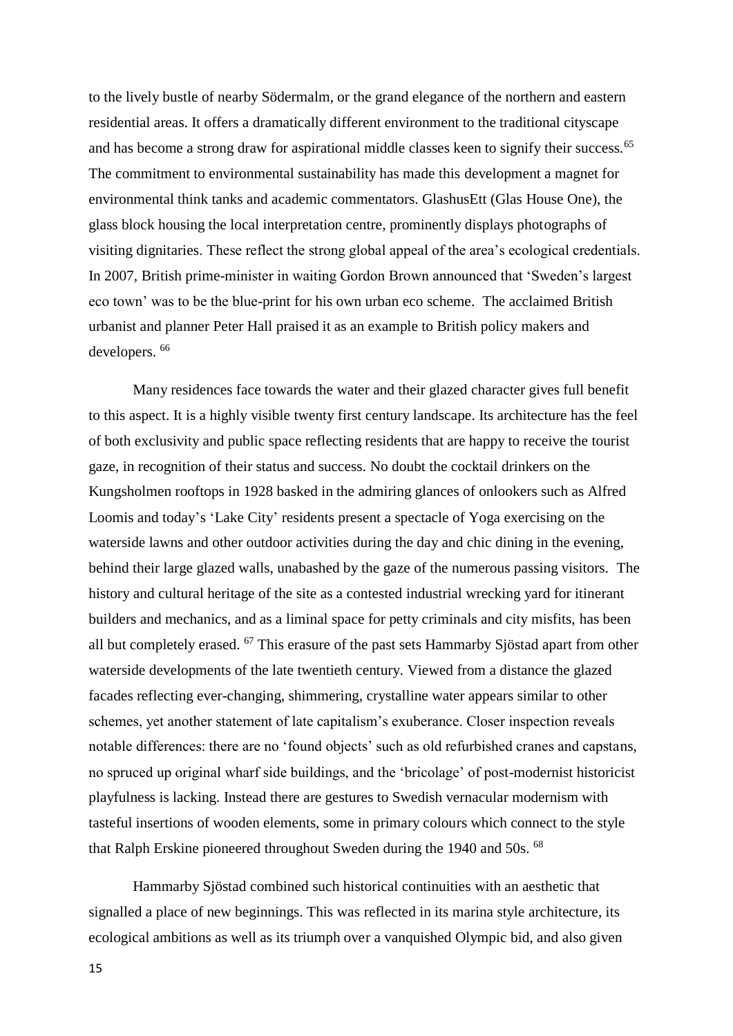to the lively bustle of nearby Södermalm, or the grand elegance of the northern and eastern residential areas. It offers a dramatically different environment to the traditional cityscape and has become a strong draw for aspirational middle classes keen to signify their success.[65] The commitment to environmental sustainability has made this development a magnet for environmental think tanks and academic commentators. GlashusEtt (Glas House One), the glass block housing the local interpretation centre, prominently displays photographs of visiting dignitaries. These reflect the strong global appeal of the area's ecological credentials. In 2007, British prime-minister in waiting Gordon Brown announced that 'Sweden's largest eco town' was to be the blue-print for his own urban eco scheme. The acclaimed British urbanist and planner Peter Hall praised it as an example to British policy makers and developers. [66]

Many residences face towards the water and their glazed character gives full benefit to this aspect. It is a highly visible twenty first century landscape. Its architecture has the feel of both exclusivity and public space reflecting residents that are happy to receive the tourist gaze, in recognition of their status and success. No doubt the cocktail drinkers on the Kungsholmen rooftops in 1928 basked in the admiring glances of onlookers such as Alfred Loomis and today's 'Lake City' residents present a spectacle of Yoga exercising on the waterside lawns and other outdoor activities during the day and chic dining in the evening, behind their large glazed walls, unabashed by the gaze of the numerous passing visitors. The history and cultural heritage of the site as a contested industrial wrecking yard for itinerant builders and mechanics, and as a liminal space for petty criminals and city misfits, has been all but completely erased. [67] This erasure of the past sets Hammarby Sjöstad apart from other waterside developments of the late twentieth century. Viewed from a distance the glazed facades reflecting ever-changing, shimmering, crystalline water appears similar to other schemes, yet another statement of late capitalism's exuberance. Closer inspection reveals notable differences: there are no 'found objects' such as old refurbished cranes and capstans, no spruced up original wharf side buildings, and the 'bricolage' of post-modernist historicist playfulness is lacking. Instead there are gestures to Swedish vernacular modernism with tasteful insertions of wooden elements, some in primary colours which connect to the style that Ralph Erskine pioneered throughout Sweden during the 1940 and 50s. [68]

Hammarby Sjöstad combined such historical continuities with an aesthetic that signalled a place of new beginnings. This was reflected in its marina style architecture, its ecological ambitions as well as its triumph over a vanquished Olympic bid, and also given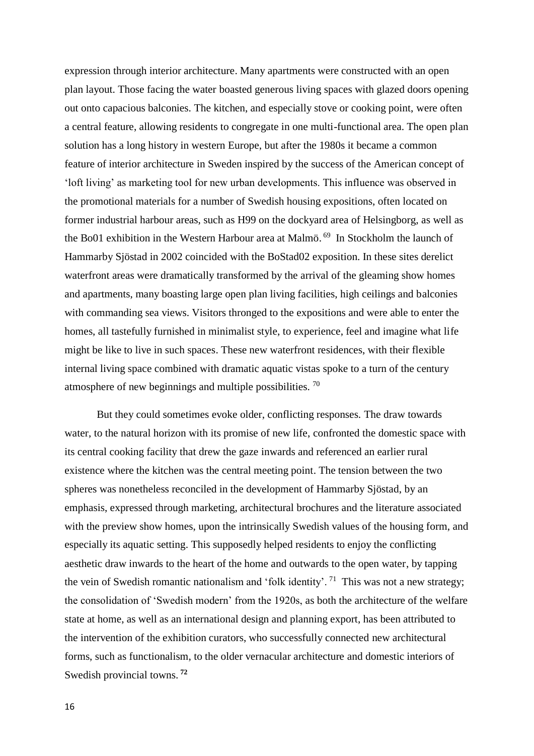expression through interior architecture. Many apartments were constructed with an open plan layout. Those facing the water boasted generous living spaces with glazed doors opening out onto capacious balconies. The kitchen, and especially stove or cooking point, were often a central feature, allowing residents to congregate in one multi-functional area. The open plan solution has a long history in western Europe, but after the 1980s it became a common feature of interior architecture in Sweden inspired by the success of the American concept of 'loft living' as marketing tool for new urban developments. This influence was observed in the promotional materials for a number of Swedish housing expositions, often located on former industrial harbour areas, such as H99 on the dockyard area of Helsingborg, as well as the Bo01 exhibition in the Western Harbour area at Malmö.[69] In Stockholm the launch of Hammarby Sjöstad in 2002 coincided with the BoStad02 exposition. In these sites derelict waterfront areas were dramatically transformed by the arrival of the gleaming show homes and apartments, many boasting large open plan living facilities, high ceilings and balconies with commanding sea views. Visitors thronged to the expositions and were able to enter the homes, all tastefully furnished in minimalist style, to experience, feel and imagine what life might be like to live in such spaces. These new waterfront residences, with their flexible internal living space combined with dramatic aquatic vistas spoke to a turn of the century atmosphere of new beginnings and multiple possibilities.[70]

But they could sometimes evoke older, conflicting responses. The draw towards water, to the natural horizon with its promise of new life, confronted the domestic space with its central cooking facility that drew the gaze inwards and referenced an earlier rural existence where the kitchen was the central meeting point. The tension between the two spheres was nonetheless reconciled in the development of Hammarby Sjöstad, by an emphasis, expressed through marketing, architectural brochures and the literature associated with the preview show homes, upon the intrinsically Swedish values of the housing form, and especially its aquatic setting. This supposedly helped residents to enjoy the conflicting aesthetic draw inwards to the heart of the home and outwards to the open water, by tapping the vein of Swedish romantic nationalism and 'folk identity'.[71] This was not a new strategy; the consolidation of 'Swedish modern' from the 1920s, as both the architecture of the welfare state at home, as well as an international design and planning export, has been attributed to the intervention of the exhibition curators, who successfully connected new architectural forms, such as functionalism, to the older vernacular architecture and domestic interiors of Swedish provincial towns.[72]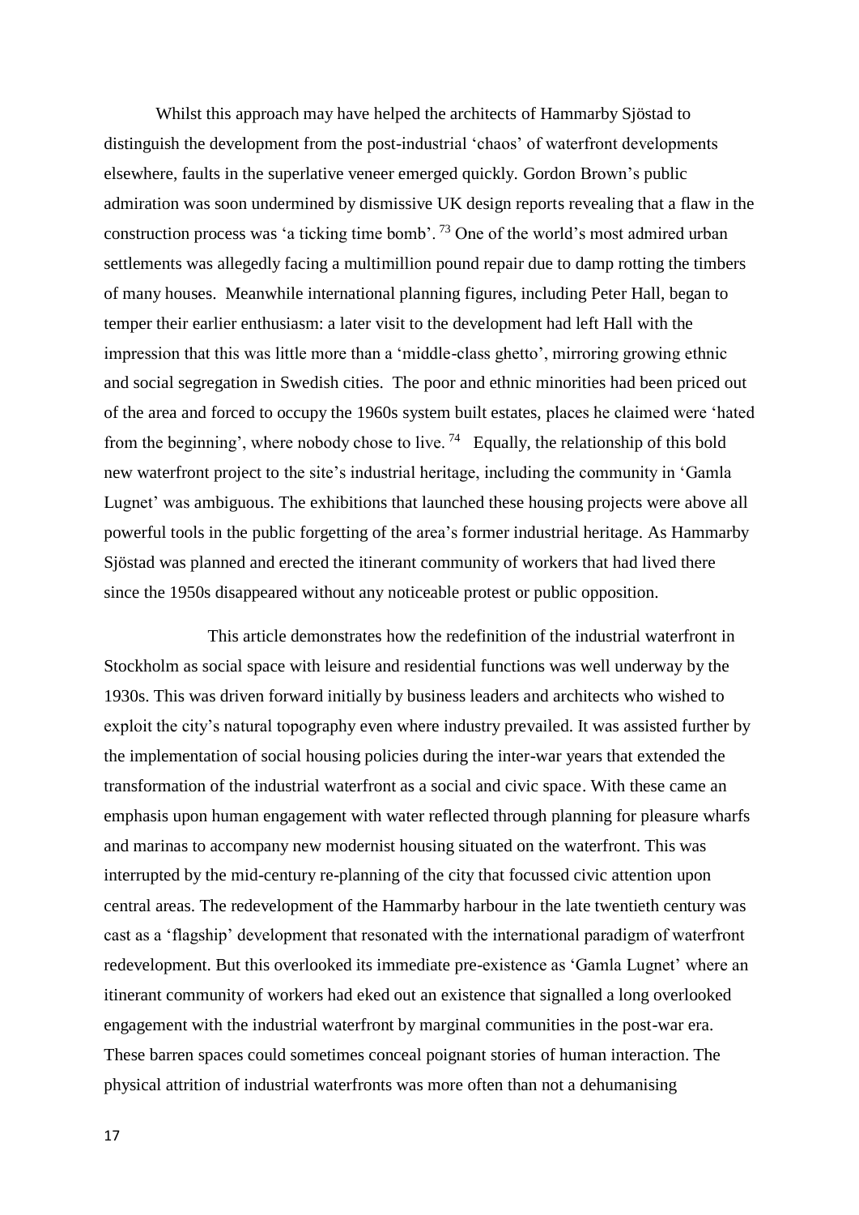Whilst this approach may have helped the architects of Hammarby Sjöstad to distinguish the development from the post-industrial 'chaos' of waterfront developments elsewhere, faults in the superlative veneer emerged quickly. Gordon Brown's public admiration was soon undermined by dismissive UK design reports revealing that a flaw in the construction process was 'a ticking time bomb'. [73] One of the world's most admired urban settlements was allegedly facing a multimillion pound repair due to damp rotting the timbers of many houses. Meanwhile international planning figures, including Peter Hall, began to temper their earlier enthusiasm: a later visit to the development had left Hall with the impression that this was little more than a 'middle-class ghetto', mirroring growing ethnic and social segregation in Swedish cities. The poor and ethnic minorities had been priced out of the area and forced to occupy the 1960s system built estates, places he claimed were 'hated from the beginning', where nobody chose to live. [74] Equally, the relationship of this bold new waterfront project to the site's industrial heritage, including the community in 'Gamla Lugnet' was ambiguous. The exhibitions that launched these housing projects were above all powerful tools in the public forgetting of the area's former industrial heritage. As Hammarby Sjöstad was planned and erected the itinerant community of workers that had lived there since the 1950s disappeared without any noticeable protest or public opposition.

This article demonstrates how the redefinition of the industrial waterfront in Stockholm as social space with leisure and residential functions was well underway by the 1930s. This was driven forward initially by business leaders and architects who wished to exploit the city's natural topography even where industry prevailed. It was assisted further by the implementation of social housing policies during the inter-war years that extended the transformation of the industrial waterfront as a social and civic space. With these came an emphasis upon human engagement with water reflected through planning for pleasure wharfs and marinas to accompany new modernist housing situated on the waterfront. This was interrupted by the mid-century re-planning of the city that focussed civic attention upon central areas. The redevelopment of the Hammarby harbour in the late twentieth century was cast as a 'flagship' development that resonated with the international paradigm of waterfront redevelopment. But this overlooked its immediate pre-existence as 'Gamla Lugnet' where an itinerant community of workers had eked out an existence that signalled a long overlooked engagement with the industrial waterfront by marginal communities in the post-war era. These barren spaces could sometimes conceal poignant stories of human interaction. The physical attrition of industrial waterfronts was more often than not a dehumanising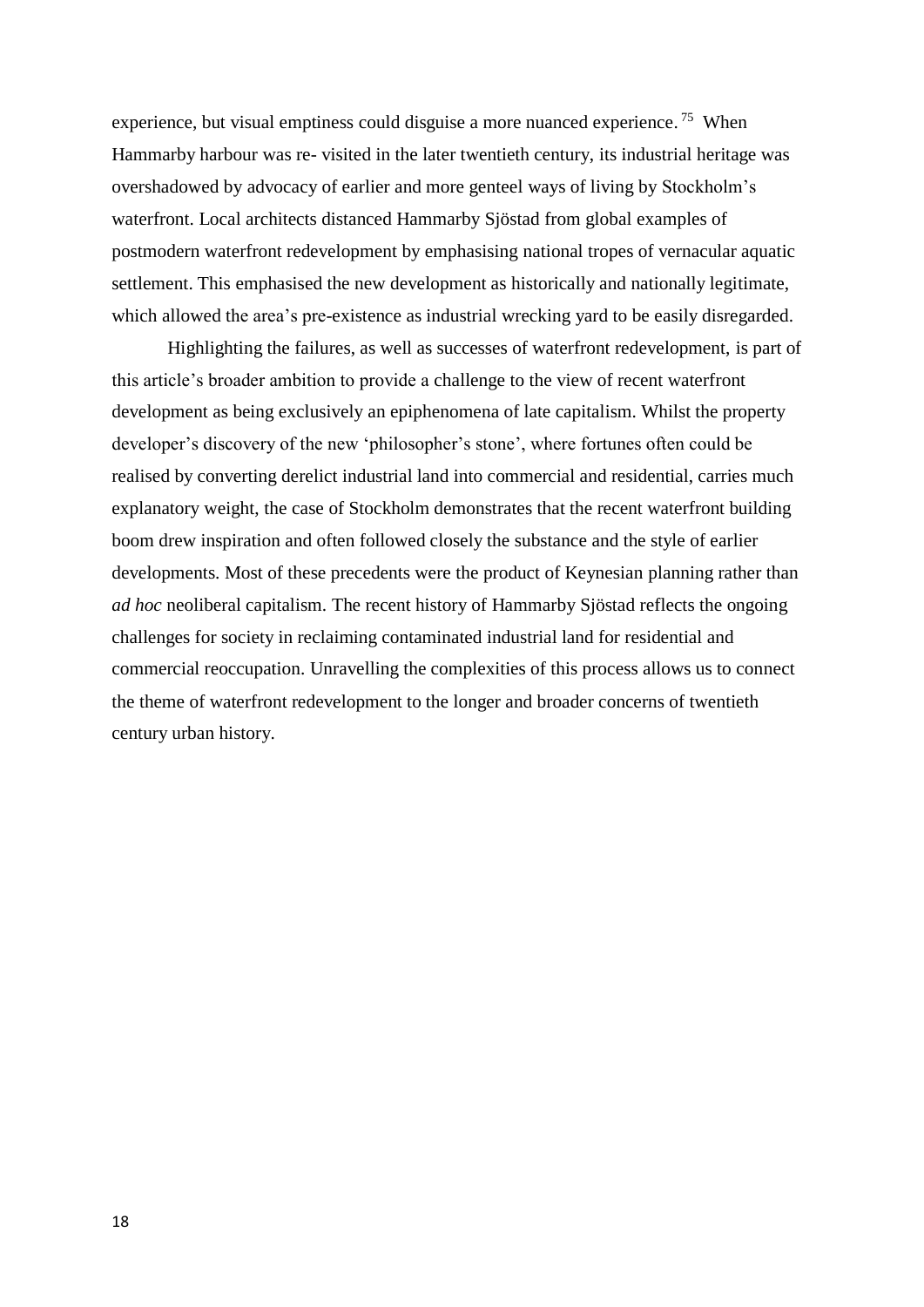experience, but visual emptiness could disguise a more nuanced experience.[75] When Hammarby harbour was re- visited in the later twentieth century, its industrial heritage was overshadowed by advocacy of earlier and more genteel ways of living by Stockholm's waterfront. Local architects distanced Hammarby Sjöstad from global examples of postmodern waterfront redevelopment by emphasising national tropes of vernacular aquatic settlement. This emphasised the new development as historically and nationally legitimate, which allowed the area's pre-existence as industrial wrecking yard to be easily disregarded.

Highlighting the failures, as well as successes of waterfront redevelopment, is part of this article's broader ambition to provide a challenge to the view of recent waterfront development as being exclusively an epiphenomena of late capitalism. Whilst the property developer's discovery of the new 'philosopher's stone', where fortunes often could be realised by converting derelict industrial land into commercial and residential, carries much explanatory weight, the case of Stockholm demonstrates that the recent waterfront building boom drew inspiration and often followed closely the substance and the style of earlier developments. Most of these precedents were the product of Keynesian planning rather than *ad hoc* neoliberal capitalism. The recent history of Hammarby Sjöstad reflects the ongoing challenges for society in reclaiming contaminated industrial land for residential and commercial reoccupation. Unravelling the complexities of this process allows us to connect the theme of waterfront redevelopment to the longer and broader concerns of twentieth century urban history.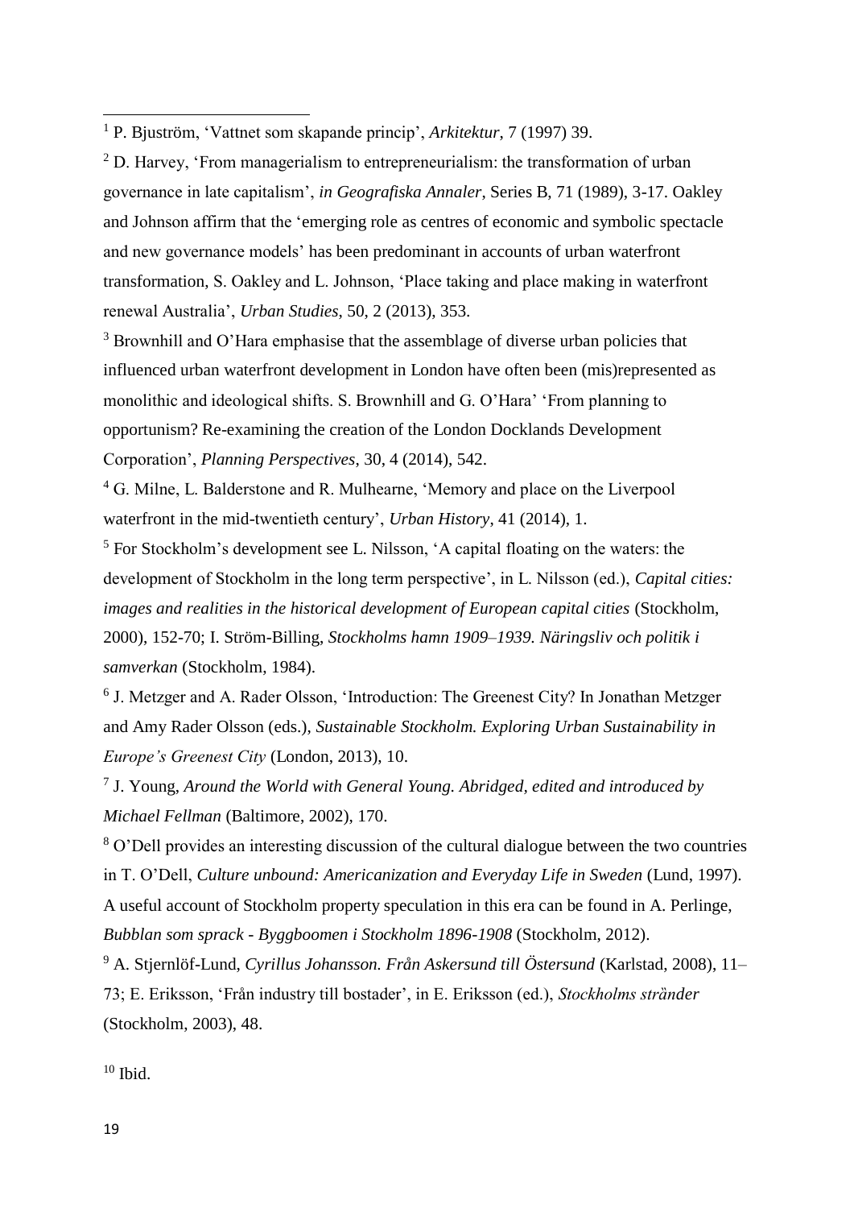[1] P. Bjuström, 'Vattnet som skapande princip', *Arkitektur*, 7 (1997) 39.

[2] D. Harvey, 'From managerialism to entrepreneurialism: the transformation of urban governance in late capitalism', *in Geografiska Annaler*, Series B, 71 (1989), 3-17. Oakley and Johnson affirm that the 'emerging role as centres of economic and symbolic spectacle and new governance models' has been predominant in accounts of urban waterfront transformation, S. Oakley and L. Johnson, 'Place taking and place making in waterfront renewal Australia', *Urban Studies*, 50, 2 (2013), 353.

[3] Brownhill and O'Hara emphasise that the assemblage of diverse urban policies that influenced urban waterfront development in London have often been (mis)represented as monolithic and ideological shifts. S. Brownhill and G. O'Hara' 'From planning to opportunism? Re-examining the creation of the London Docklands Development Corporation', *Planning Perspectives*, 30, 4 (2014), 542.

[4] G. Milne, L. Balderstone and R. Mulhearne, 'Memory and place on the Liverpool waterfront in the mid-twentieth century', *Urban History*, 41 (2014), 1.

[5] For Stockholm's development see L. Nilsson, 'A capital floating on the waters: the development of Stockholm in the long term perspective', in L. Nilsson (ed.), *Capital cities: images and realities in the historical development of European capital cities* (Stockholm, 2000), 152-70; I. Ström-Billing, *Stockholms hamn 1909–1939. Näringsliv och politik i samverkan* (Stockholm, 1984).

[6] J. Metzger and A. Rader Olsson, 'Introduction: The Greenest City? In Jonathan Metzger and Amy Rader Olsson (eds.), *Sustainable Stockholm. Exploring Urban Sustainability in Europe's Greenest City* (London, 2013), 10.

[7] J. Young, *Around the World with General Young. Abridged, edited and introduced by Michael Fellman* (Baltimore, 2002), 170.

[8] O'Dell provides an interesting discussion of the cultural dialogue between the two countries in T. O'Dell, *Culture unbound: Americanization and Everyday Life in Sweden* (Lund, 1997). A useful account of Stockholm property speculation in this era can be found in A. Perlinge, *Bubblan som sprack - Byggboomen i Stockholm 1896-1908* (Stockholm, 2012).

[9] A. Stjernlöf-Lund, *Cyrillus Johansson. Från Askersund till Östersund* (Karlstad, 2008), 11–73; E. Eriksson, 'Från industry till bostader', in E. Eriksson (ed.), *Stockholms strànder* (Stockholm, 2003), 48.

[10] Ibid.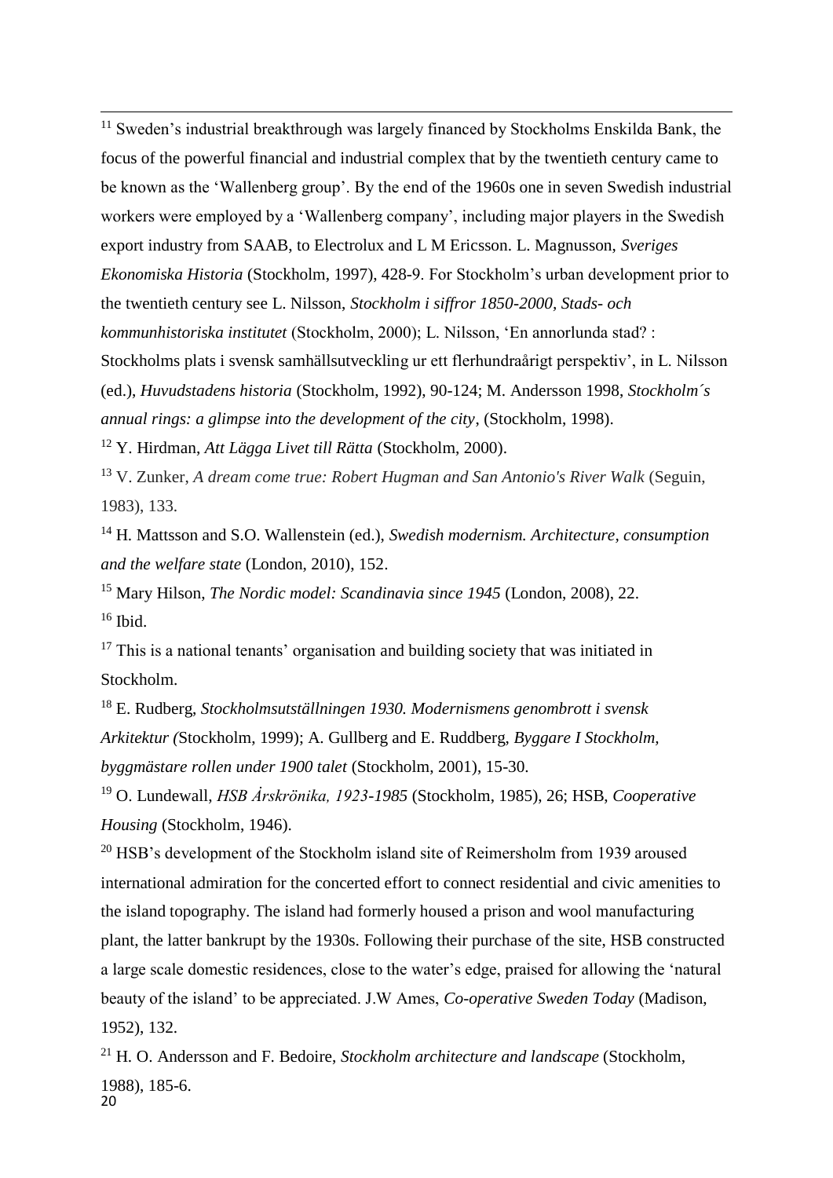[11] Sweden's industrial breakthrough was largely financed by Stockholms Enskilda Bank, the focus of the powerful financial and industrial complex that by the twentieth century came to be known as the 'Wallenberg group'. By the end of the 1960s one in seven Swedish industrial workers were employed by a 'Wallenberg company', including major players in the Swedish export industry from SAAB, to Electrolux and L M Ericsson. L. Magnusson, *Sveriges Ekonomiska Historia* (Stockholm, 1997), 428-9. For Stockholm's urban development prior to the twentieth century see L. Nilsson, *Stockholm i siffror 1850-2000, Stads- och kommunhistoriska institutet* (Stockholm, 2000); L. Nilsson, 'En annorlunda stad? : Stockholms plats i svensk samhällsutveckling ur ett flerhundraårigt perspektiv', in L. Nilsson (ed.), *Huvudstadens historia* (Stockholm, 1992), 90-124; M. Andersson 1998, *Stockholm´s annual rings: a glimpse into the development of the city*, (Stockholm, 1998).

[12] Y. Hirdman, *Att Lägga Livet till Rätta* (Stockholm, 2000).

[13] V. Zunker, *A dream come true: Robert Hugman and San Antonio's River Walk* (Seguin, 1983), 133.

[14] H. Mattsson and S.O. Wallenstein (ed.), *Swedish modernism. Architecture, consumption and the welfare state* (London, 2010), 152.

[15] Mary Hilson, *The Nordic model: Scandinavia since 1945* (London, 2008), 22.

[16] Ibid.

[17] This is a national tenants' organisation and building society that was initiated in Stockholm.

[18] E. Rudberg, *Stockholmsutställningen 1930. Modernismens genombrott i svensk Arkitektur (*Stockholm, 1999); A. Gullberg and E. Ruddberg, *Byggare I Stockholm, byggmästare rollen under 1900 talet* (Stockholm, 2001), 15-30.

[19] O. Lundewall, *HSB Årskrönika, 1923-1985* (Stockholm, 1985), 26; HSB, *Cooperative Housing* (Stockholm, 1946).

[20] HSB's development of the Stockholm island site of Reimersholm from 1939 aroused international admiration for the concerted effort to connect residential and civic amenities to the island topography. The island had formerly housed a prison and wool manufacturing plant, the latter bankrupt by the 1930s. Following their purchase of the site, HSB constructed a large scale domestic residences, close to the water's edge, praised for allowing the 'natural beauty of the island' to be appreciated. J.W Ames, *Co-operative Sweden Today* (Madison, 1952), 132.

[21] H. O. Andersson and F. Bedoire, *Stockholm architecture and landscape* (Stockholm, 1988), 185-6.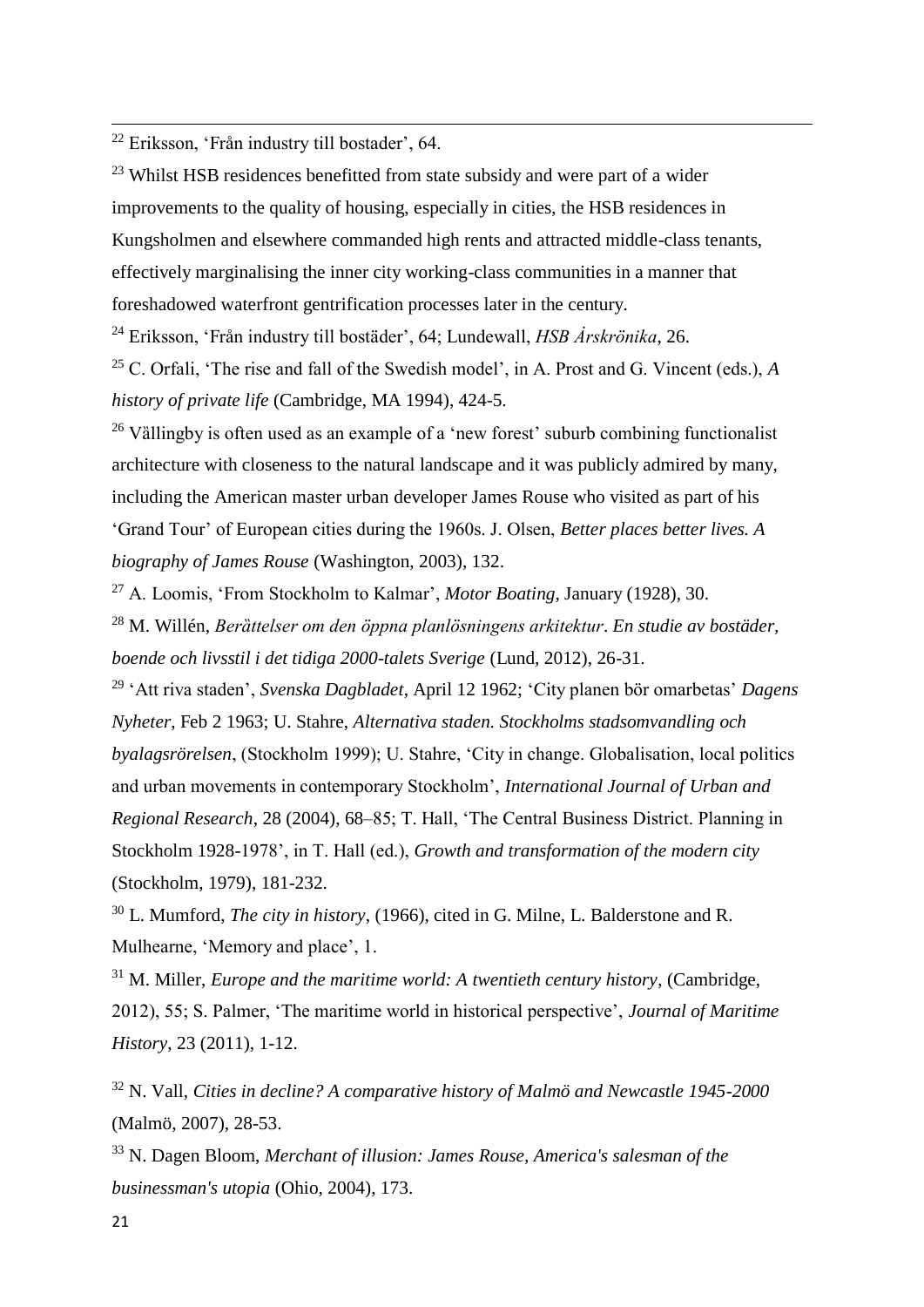[22] Eriksson, 'Från industry till bostader', 64.

[23] Whilst HSB residences benefitted from state subsidy and were part of a wider improvements to the quality of housing, especially in cities, the HSB residences in Kungsholmen and elsewhere commanded high rents and attracted middle-class tenants, effectively marginalising the inner city working-class communities in a manner that foreshadowed waterfront gentrification processes later in the century.

[24] Eriksson, 'Från industry till bostäder', 64; Lundewall, *HSB Årskrönika*, 26.

[25] C. Orfali, 'The rise and fall of the Swedish model', in A. Prost and G. Vincent (eds.), *A history of private life* (Cambridge, MA 1994), 424-5.

[26] Vällingby is often used as an example of a 'new forest' suburb combining functionalist architecture with closeness to the natural landscape and it was publicly admired by many, including the American master urban developer James Rouse who visited as part of his 'Grand Tour' of European cities during the 1960s. J. Olsen, *Better places better lives. A biography of James Rouse* (Washington, 2003), 132.

[27] A. Loomis, 'From Stockholm to Kalmar', *Motor Boating*, January (1928), 30.

[28] M. Willén, *Berättelser om den öppna planlösningens arkitektur*. *En studie av bostäder, boende och livsstil i det tidiga 2000-talets Sverige* (Lund, 2012), 26-31.

[29] 'Att riva staden', *Svenska Dagbladet*, April 12 1962; 'City planen bör omarbetas' *Dagens Nyheter*, Feb 2 1963; U. Stahre, *Alternativa staden. Stockholms stadsomvandling och byalagsrörelsen*, (Stockholm 1999); U. Stahre, 'City in change. Globalisation, local politics and urban movements in contemporary Stockholm', *International Journal of Urban and Regional Research*, 28 (2004), 68–85; T. Hall, 'The Central Business District. Planning in Stockholm 1928-1978', in T. Hall (ed.), *Growth and transformation of the modern city* (Stockholm, 1979), 181-232.

[30] L. Mumford, *The city in history*, (1966), cited in G. Milne, L. Balderstone and R. Mulhearne, 'Memory and place', 1.

[31] M. Miller, *Europe and the maritime world: A twentieth century history*, (Cambridge, 2012), 55; S. Palmer, 'The maritime world in historical perspective', *Journal of Maritime History*, 23 (2011), 1-12.

[32] N. Vall, *Cities in decline? A comparative history of Malmö and Newcastle 1945-2000* (Malmö, 2007), 28-53.

[33] N. Dagen Bloom, *Merchant of illusion: James Rouse, America's salesman of the businessman's utopia* (Ohio, 2004), 173.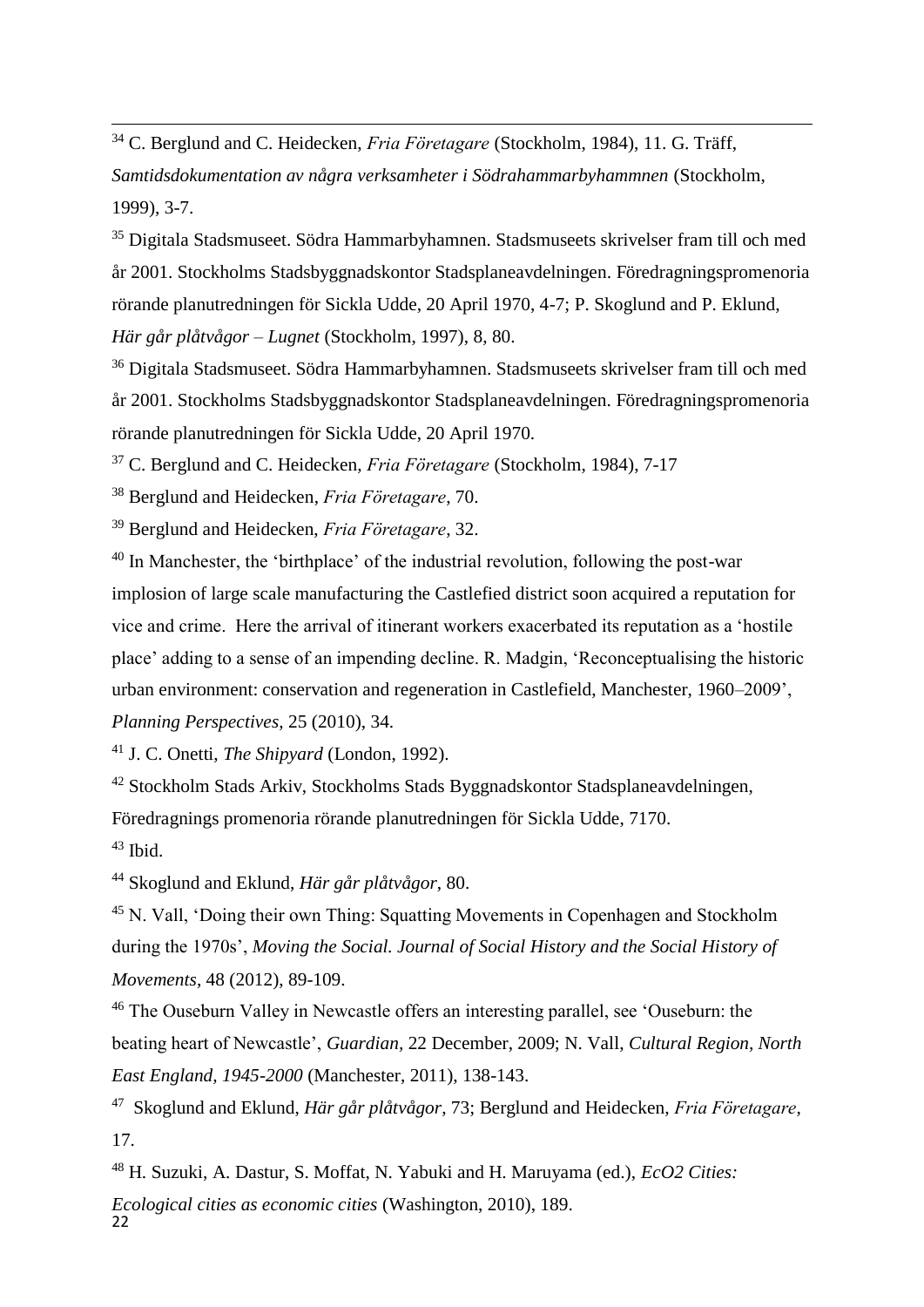[34] C. Berglund and C. Heidecken, *Fria Företagare* (Stockholm, 1984), 11. G. Träff, *Samtidsdokumentation av några verksamheter i Södrahammarbyhammnen* (Stockholm, 1999), 3-7.

[35] Digitala Stadsmuseet. Södra Hammarbyhamnen. Stadsmuseets skrivelser fram till och med år 2001. Stockholms Stadsbyggnadskontor Stadsplaneavdelningen. Föredragningspromenoria rörande planutredningen för Sickla Udde, 20 April 1970, 4-7; P. Skoglund and P. Eklund, *Här går plåtvågor – Lugnet* (Stockholm, 1997), 8, 80.

[36] Digitala Stadsmuseet. Södra Hammarbyhamnen. Stadsmuseets skrivelser fram till och med år 2001. Stockholms Stadsbyggnadskontor Stadsplaneavdelningen. Föredragningspromenoria rörande planutredningen för Sickla Udde, 20 April 1970.

[37] C. Berglund and C. Heidecken, *Fria Företagare* (Stockholm, 1984), 7-17

[38] Berglund and Heidecken, *Fria Företagare*, 70.

[39] Berglund and Heidecken, *Fria Företagare*, 32.

[40] In Manchester, the 'birthplace' of the industrial revolution, following the post-war implosion of large scale manufacturing the Castlefied district soon acquired a reputation for vice and crime. Here the arrival of itinerant workers exacerbated its reputation as a 'hostile place' adding to a sense of an impending decline. R. Madgin, 'Reconceptualising the historic urban environment: conservation and regeneration in Castlefield, Manchester, 1960–2009', *Planning Perspectives*, 25 (2010), 34.

[41] J. C. Onetti, *The Shipyard* (London, 1992).

[42] Stockholm Stads Arkiv, Stockholms Stads Byggnadskontor Stadsplaneavdelningen, Föredragnings promenoria rörande planutredningen för Sickla Udde, 7170.

[43] Ibid.

[44] Skoglund and Eklund, *Här går plåtvågor*, 80.

[45] N. Vall, 'Doing their own Thing: Squatting Movements in Copenhagen and Stockholm during the 1970s', *Moving the Social. Journal of Social History and the Social History of Movements*, 48 (2012), 89-109.

[46] The Ouseburn Valley in Newcastle offers an interesting parallel, see 'Ouseburn: the beating heart of Newcastle', *Guardian*, 22 December, 2009; N. Vall, *Cultural Region, North East England, 1945-2000* (Manchester, 2011), 138-143.

[47] Skoglund and Eklund, *Här går plåtvågor*, 73; Berglund and Heidecken, *Fria Företagare*, 17.

[48] H. Suzuki, A. Dastur, S. Moffat, N. Yabuki and H. Maruyama (ed.), *EcO2 Cities: Ecological cities as economic cities* (Washington, 2010), 189.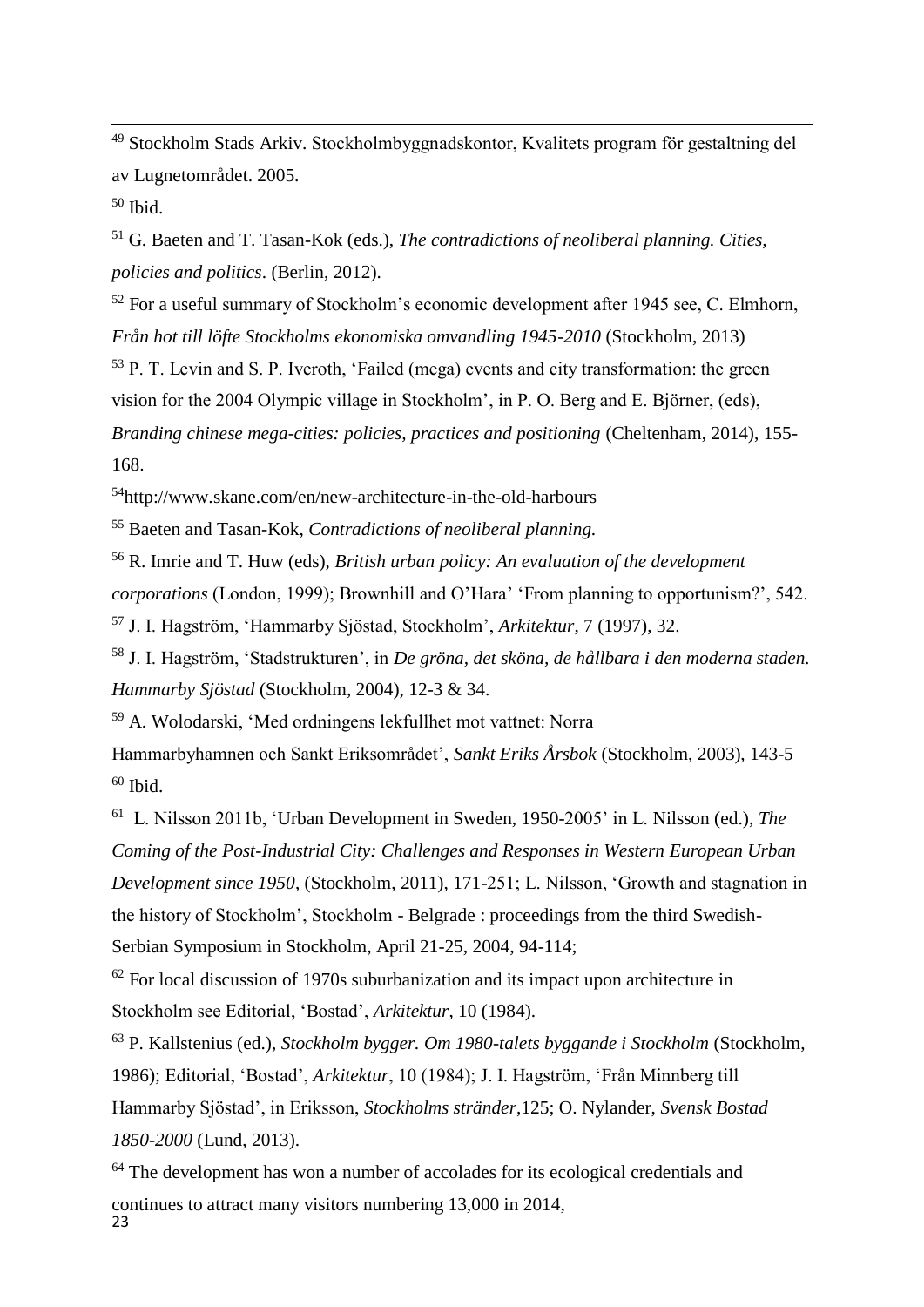[49] Stockholm Stads Arkiv. Stockholmbyggnadskontor, Kvalitets program för gestaltning del av Lugnetområdet. 2005.

[50] Ibid.

[51] G. Baeten and T. Tasan-Kok (eds.), *The contradictions of neoliberal planning. Cities, policies and politics*. (Berlin, 2012).

[52] For a useful summary of Stockholm's economic development after 1945 see, C. Elmhorn, *Från hot till löfte Stockholms ekonomiska omvandling 1945-2010* (Stockholm, 2013)

[53] P. T. Levin and S. P. Iveroth, 'Failed (mega) events and city transformation: the green vision for the 2004 Olympic village in Stockholm', in P. O. Berg and E. Björner, (eds), *Branding chinese mega-cities: policies, practices and positioning* (Cheltenham, 2014), 155-168.

[54] http://www.skane.com/en/new-architecture-in-the-old-harbours

[55] Baeten and Tasan-Kok, *Contradictions of neoliberal planning.*

[56] R. Imrie and T. Huw (eds), *British urban policy: An evaluation of the development corporations* (London, 1999); Brownhill and O'Hara' 'From planning to opportunism?', 542.

[57] J. I. Hagström, 'Hammarby Sjöstad, Stockholm', *Arkitektur*, 7 (1997), 32.

[58] J. I. Hagström, 'Stadstrukturen', in *De gröna, det sköna, de hållbara i den moderna staden. Hammarby Sjöstad* (Stockholm, 2004), 12-3 & 34.

[59] A. Wolodarski, 'Med ordningens lekfullhet mot vattnet: Norra Hammarbyhamnen och Sankt Eriksområdet', *Sankt Eriks Årsbok* (Stockholm, 2003), 143-5

[60] Ibid.

[61] L. Nilsson 2011b, 'Urban Development in Sweden, 1950-2005' in L. Nilsson (ed.), *The Coming of the Post-Industrial City: Challenges and Responses in Western European Urban Development since 1950*, (Stockholm, 2011), 171-251; L. Nilsson, 'Growth and stagnation in the history of Stockholm', Stockholm - Belgrade : proceedings from the third Swedish-Serbian Symposium in Stockholm, April 21-25, 2004, 94-114;

[62] For local discussion of 1970s suburbanization and its impact upon architecture in Stockholm see Editorial, 'Bostad', *Arkitektur*, 10 (1984).

[63] P. Kallstenius (ed.), *Stockholm bygger. Om 1980-talets byggande i Stockholm* (Stockholm, 1986); Editorial, 'Bostad', *Arkitektur*, 10 (1984); J. I. Hagström, 'Från Minnberg till Hammarby Sjöstad', in Eriksson, *Stockholms stränder*,125; O. Nylander, *Svensk Bostad 1850-2000* (Lund, 2013).

[64] The development has won a number of accolades for its ecological credentials and continues to attract many visitors numbering 13,000 in 2014,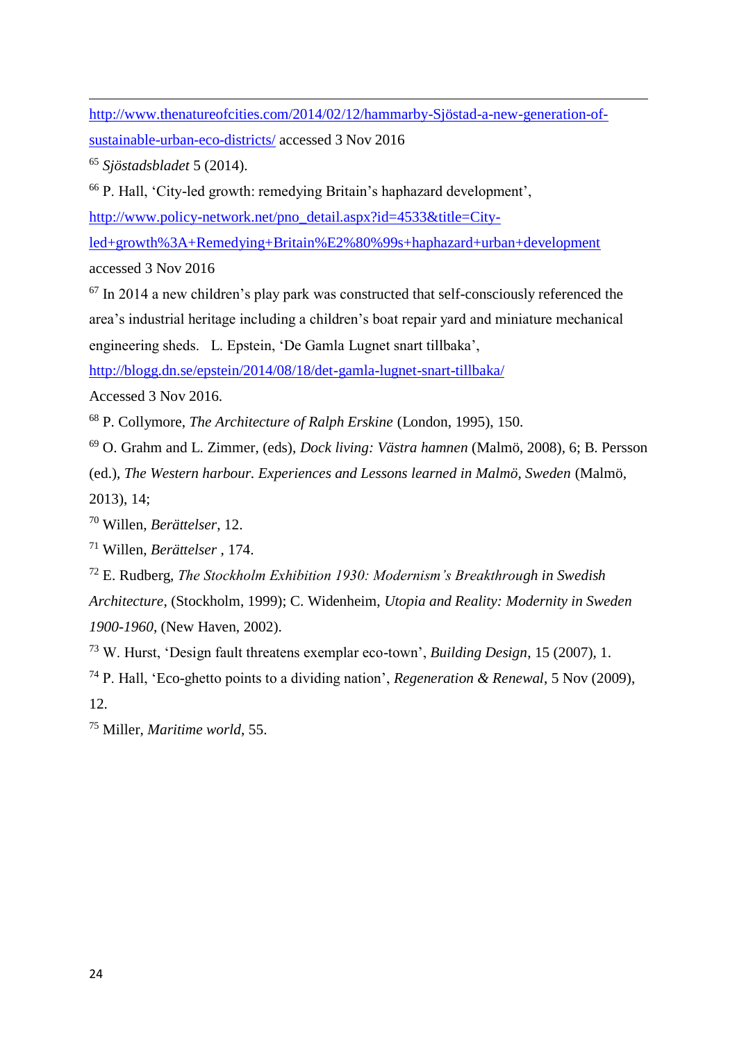http://www.thenatureofcities.com/2014/02/12/hammarby-Sjöstad-a-new-generation-of-sustainable-urban-eco-districts/ accessed 3 Nov 2016

[65] *Sjöstadsbladet* 5 (2014).

[66] P. Hall, 'City-led growth: remedying Britain's haphazard development', http://www.policy-network.net/pno_detail.aspx?id=4533&title=City-led+growth%3A+Remedying+Britain%E2%80%99s+haphazard+urban+development accessed 3 Nov 2016

[67] In 2014 a new children's play park was constructed that self-consciously referenced the area's industrial heritage including a children's boat repair yard and miniature mechanical engineering sheds. L. Epstein, 'De Gamla Lugnet snart tillbaka', http://blogg.dn.se/epstein/2014/08/18/det-gamla-lugnet-snart-tillbaka/ Accessed 3 Nov 2016.

[68] P. Collymore, *The Architecture of Ralph Erskine* (London, 1995), 150.

[69] O. Grahm and L. Zimmer, (eds), *Dock living: Västra hamnen* (Malmö, 2008), 6; B. Persson (ed.), *The Western harbour. Experiences and Lessons learned in Malmö, Sweden* (Malmö, 2013), 14;

[70] Willen, *Berättelser*, 12.

[71] Willen, *Berättelser* , 174.

[72] E. Rudberg, *The Stockholm Exhibition 1930: Modernism's Breakthrough in Swedish Architecture*, (Stockholm, 1999); C. Widenheim, *Utopia and Reality: Modernity in Sweden 1900-1960*, (New Haven, 2002).

[73] W. Hurst, 'Design fault threatens exemplar eco-town', *Building Design*, 15 (2007), 1.

[74] P. Hall, 'Eco-ghetto points to a dividing nation', *Regeneration & Renewal*, 5 Nov (2009), 12.

[75] Miller, *Maritime world*, 55.